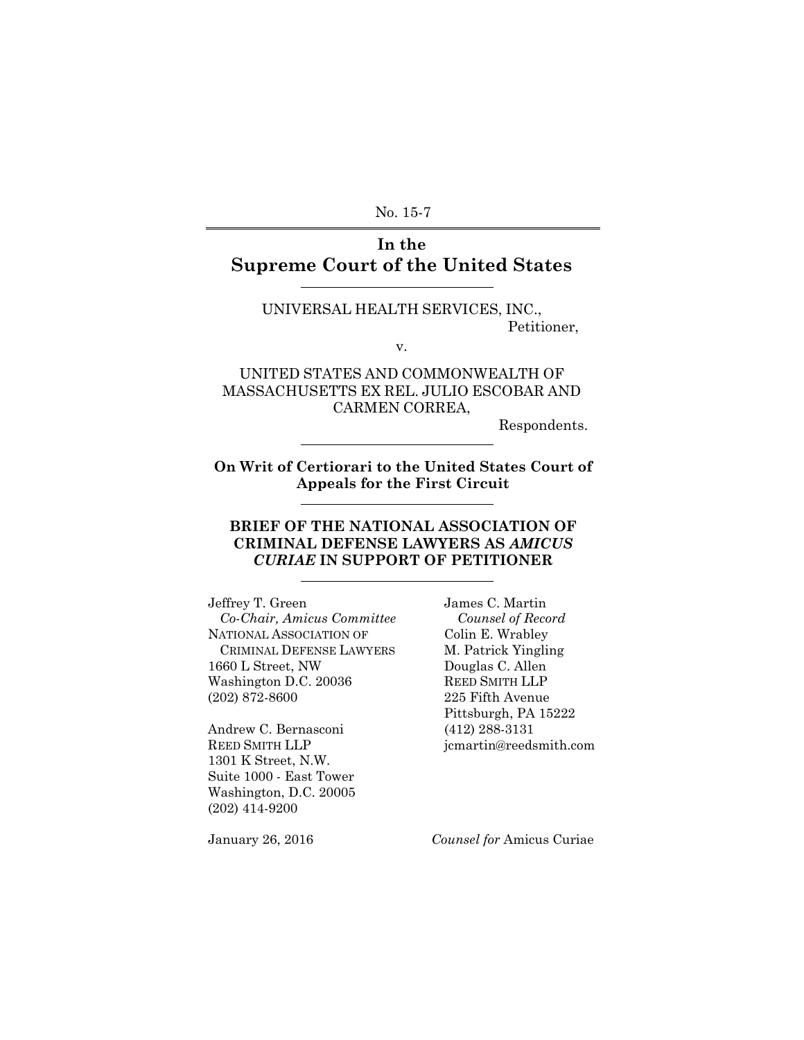No. 15-7

# In the Supreme Court of the United States

UNIVERSAL HEALTH SERVICES, INC.,
Petitioner,

v.

UNITED STATES AND COMMONWEALTH OF MASSACHUSETTS EX REL. JULIO ESCOBAR AND CARMEN CORREA,
Respondents.

**On Writ of Certiorari to the United States Court of Appeals for the First Circuit**

**BRIEF OF THE NATIONAL ASSOCIATION OF CRIMINAL DEFENSE LAWYERS AS *AMICUS CURIAE* IN SUPPORT OF PETITIONER**

Jeffrey T. Green
*Co-Chair, Amicus Committee*
NATIONAL ASSOCIATION OF CRIMINAL DEFENSE LAWYERS
1660 L Street, NW
Washington D.C. 20036
(202) 872-8600

Andrew C. Bernasconi
REED SMITH LLP
1301 K Street, N.W.
Suite 1000 - East Tower
Washington, D.C. 20005
(202) 414-9200

James C. Martin
*Counsel of Record*
Colin E. Wrabley
M. Patrick Yingling
Douglas C. Allen
REED SMITH LLP
225 Fifth Avenue
Pittsburgh, PA 15222
(412) 288-3131
jcmartin@reedsmith.com

January 26, 2016

*Counsel for* Amicus Curiae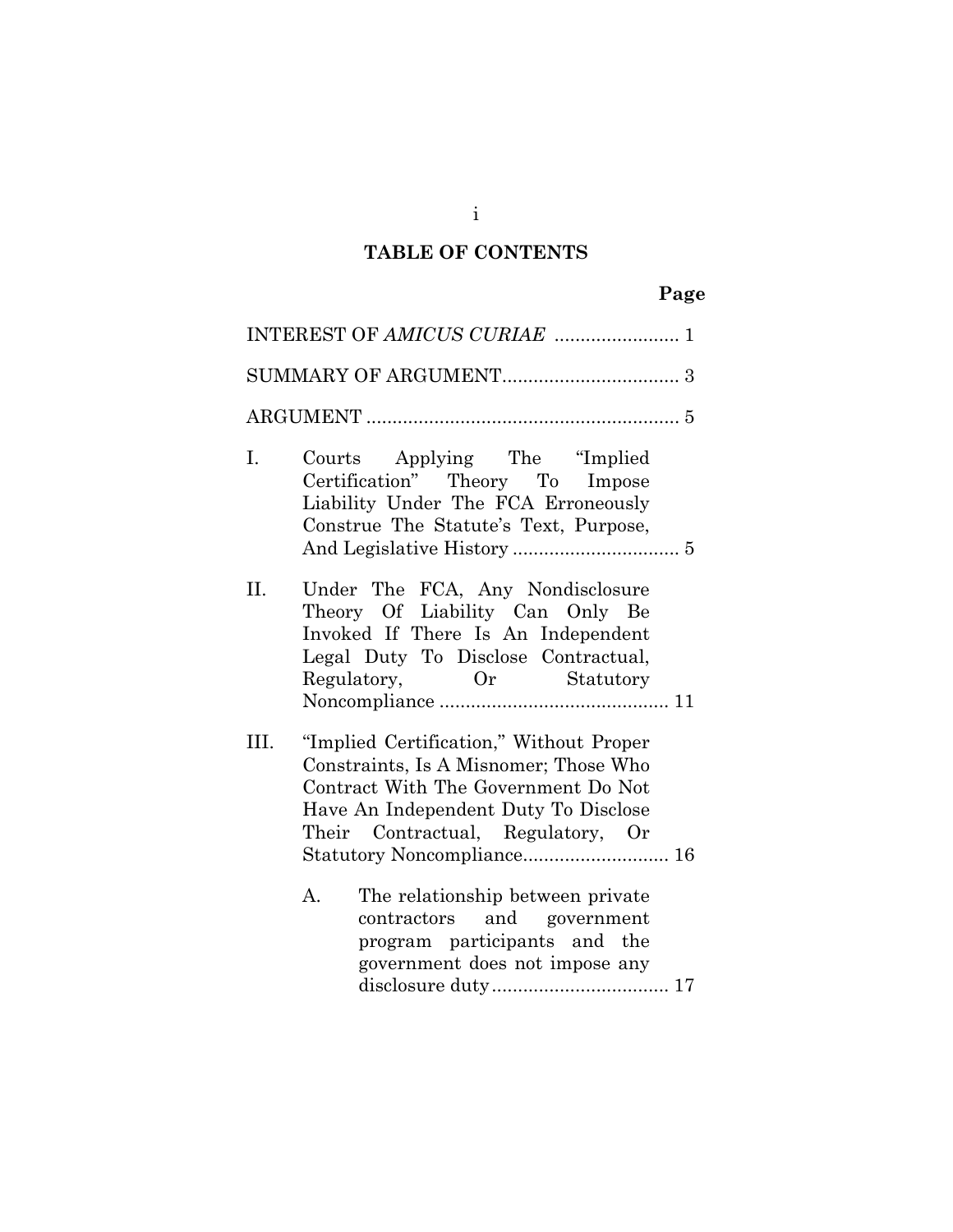## TABLE OF CONTENTS

| | Page |
|---|---|
| INTEREST OF *AMICUS CURIAE* | 1 |
| SUMMARY OF ARGUMENT | 3 |
| ARGUMENT | 5 |
| I. Courts Applying The "Implied Certification" Theory To Impose Liability Under The FCA Erroneously Construe The Statute's Text, Purpose, And Legislative History | 5 |
| II. Under The FCA, Any Nondisclosure Theory Of Liability Can Only Be Invoked If There Is An Independent Legal Duty To Disclose Contractual, Regulatory, Or Statutory Noncompliance | 11 |
| III. "Implied Certification," Without Proper Constraints, Is A Misnomer; Those Who Contract With The Government Do Not Have An Independent Duty To Disclose Their Contractual, Regulatory, Or Statutory Noncompliance | 16 |
| A. The relationship between private contractors and government program participants and the government does not impose any disclosure duty | 17 |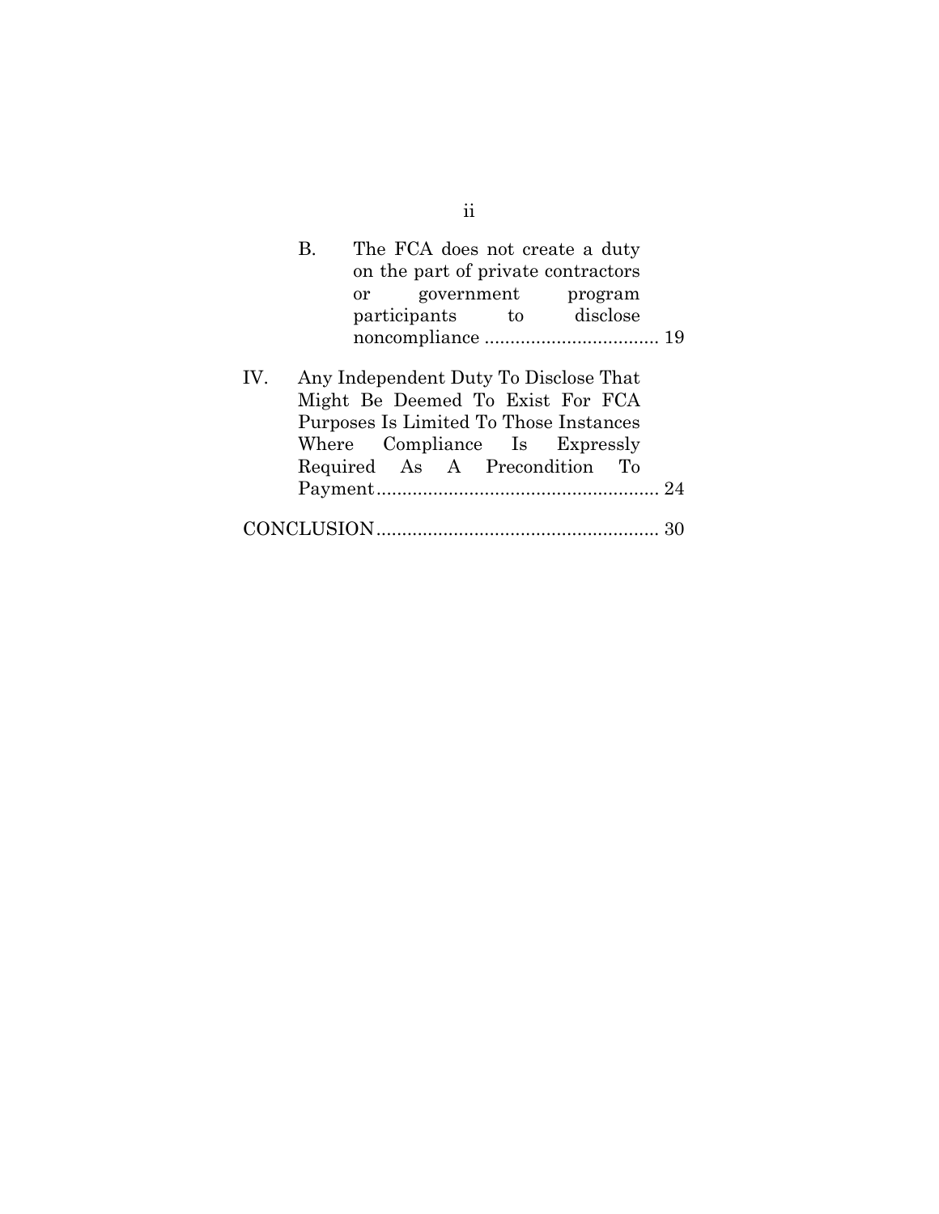B. The FCA does not create a duty on the part of private contractors or government program participants to disclose noncompliance .................................. 19

IV. Any Independent Duty To Disclose That Might Be Deemed To Exist For FCA Purposes Is Limited To Those Instances Where Compliance Is Expressly Required As A Precondition To Payment....................................................... 24

CONCLUSION....................................................... 30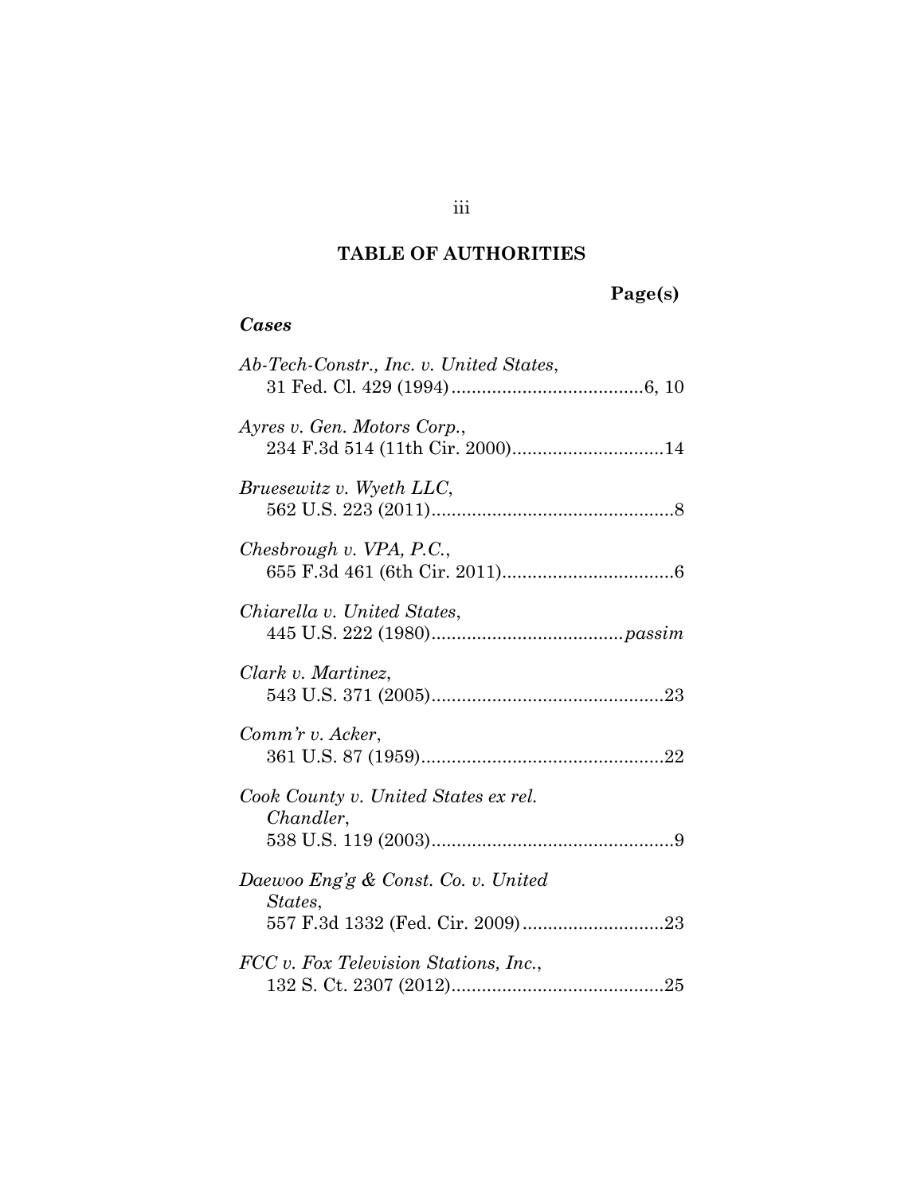## TABLE OF AUTHORITIES

**Page(s)**

### *Cases*

*Ab-Tech-Constr., Inc. v. United States*,
31 Fed. Cl. 429 (1994)......................................6, 10

*Ayres v. Gen. Motors Corp.*,
234 F.3d 514 (11th Cir. 2000)..............................14

*Bruesewitz v. Wyeth LLC*,
562 U.S. 223 (2011)................................................8

*Chesbrough v. VPA, P.C.*,
655 F.3d 461 (6th Cir. 2011)..................................6

*Chiarella v. United States*,
445 U.S. 222 (1980)......................................*passim*

*Clark v. Martinez*,
543 U.S. 371 (2005)..............................................23

*Comm'r v. Acker*,
361 U.S. 87 (1959)................................................22

*Cook County v. United States ex rel. Chandler*,
538 U.S. 119 (2003)................................................9

*Daewoo Eng'g & Const. Co. v. United States*,
557 F.3d 1332 (Fed. Cir. 2009)............................23

*FCC v. Fox Television Stations, Inc.*,
132 S. Ct. 2307 (2012)..........................................25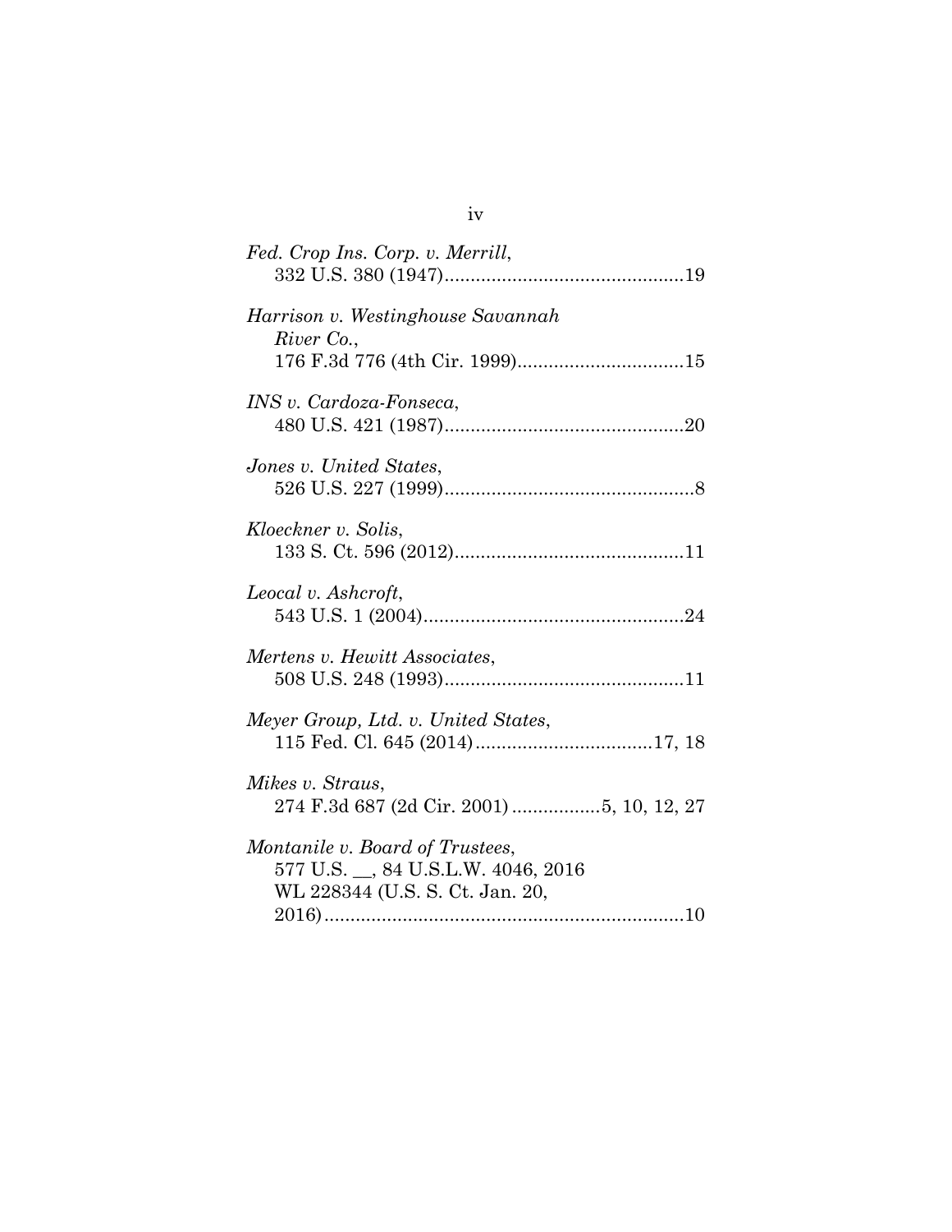*Fed. Crop Ins. Corp. v. Merrill*,
332 U.S. 380 (1947)..............................................19

*Harrison v. Westinghouse Savannah River Co.*,
176 F.3d 776 (4th Cir. 1999)................................15

*INS v. Cardoza-Fonseca*,
480 U.S. 421 (1987)..............................................20

*Jones v. United States*,
526 U.S. 227 (1999)................................................8

*Kloeckner v. Solis*,
133 S. Ct. 596 (2012)............................................11

*Leocal v. Ashcroft*,
543 U.S. 1 (2004)..................................................24

*Mertens v. Hewitt Associates*,
508 U.S. 248 (1993)..............................................11

*Meyer Group, Ltd. v. United States*,
115 Fed. Cl. 645 (2014)..................................17, 18

*Mikes v. Straus*,
274 F.3d 687 (2d Cir. 2001) .................5, 10, 12, 27

*Montanile v. Board of Trustees*,
577 U.S. __, 84 U.S.L.W. 4046, 2016 WL 228344 (U.S. S. Ct. Jan. 20, 2016).....................................................................10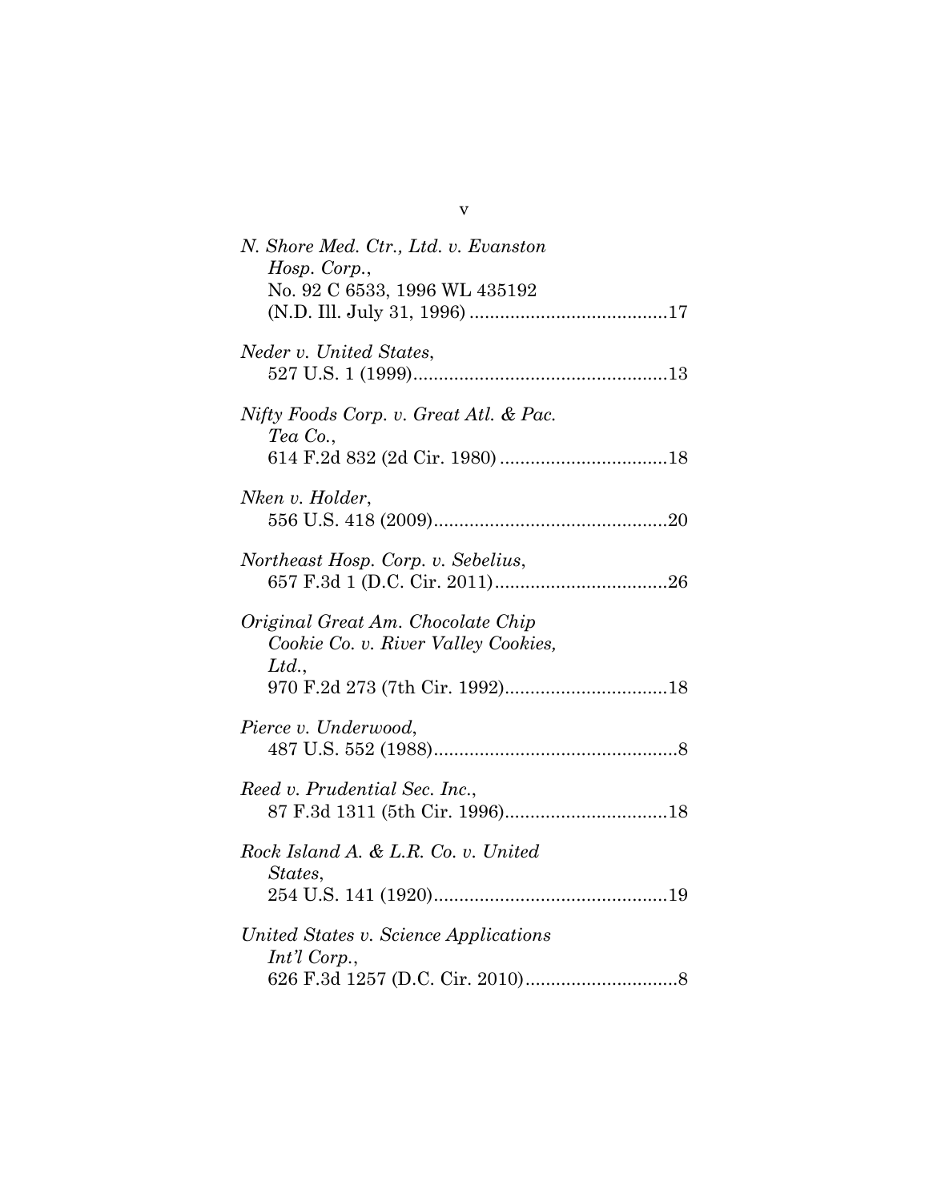*N. Shore Med. Ctr., Ltd. v. Evanston Hosp. Corp.*,
No. 92 C 6533, 1996 WL 435192 (N.D. Ill. July 31, 1996) .......................................17

*Neder v. United States*,
527 U.S. 1 (1999)..................................................13

*Nifty Foods Corp. v. Great Atl. & Pac. Tea Co.*,
614 F.2d 832 (2d Cir. 1980) .................................18

*Nken v. Holder*,
556 U.S. 418 (2009)..............................................20

*Northeast Hosp. Corp. v. Sebelius*,
657 F.3d 1 (D.C. Cir. 2011)..................................26

*Original Great Am. Chocolate Chip Cookie Co. v. River Valley Cookies, Ltd.*,
970 F.2d 273 (7th Cir. 1992)................................18

*Pierce v. Underwood*,
487 U.S. 552 (1988)................................................8

*Reed v. Prudential Sec. Inc.*,
87 F.3d 1311 (5th Cir. 1996)................................18

*Rock Island A. & L.R. Co. v. United States*,
254 U.S. 141 (1920)..............................................19

*United States v. Science Applications Int'l Corp.*,
626 F.3d 1257 (D.C. Cir. 2010)..............................8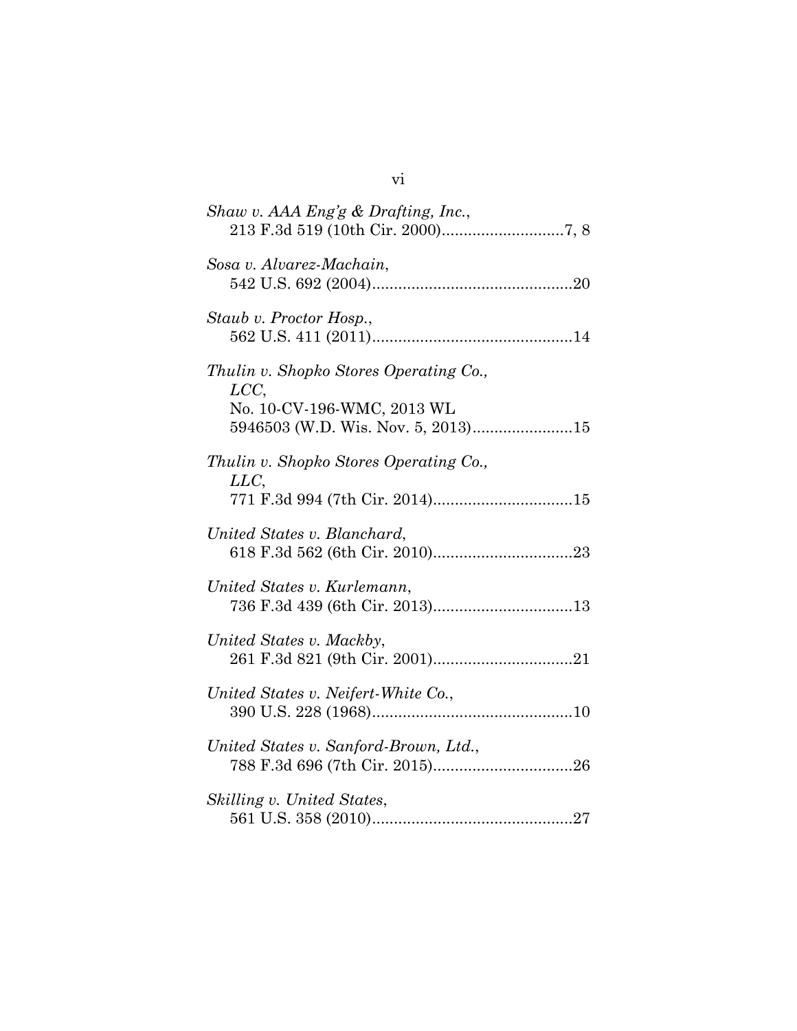*Shaw v. AAA Eng'g & Drafting, Inc.*,
213 F.3d 519 (10th Cir. 2000)............................7, 8

*Sosa v. Alvarez-Machain*,
542 U.S. 692 (2004).............................................20

*Staub v. Proctor Hosp.*,
562 U.S. 411 (2011).............................................14

*Thulin v. Shopko Stores Operating Co., LCC*,
No. 10-CV-196-WMC, 2013 WL 5946503 (W.D. Wis. Nov. 5, 2013).......................15

*Thulin v. Shopko Stores Operating Co., LLC*,
771 F.3d 994 (7th Cir. 2014)................................15

*United States v. Blanchard*,
618 F.3d 562 (6th Cir. 2010)................................23

*United States v. Kurlemann*,
736 F.3d 439 (6th Cir. 2013)................................13

*United States v. Mackby*,
261 F.3d 821 (9th Cir. 2001)................................21

*United States v. Neifert-White Co.*,
390 U.S. 228 (1968).............................................10

*United States v. Sanford-Brown, Ltd.*,
788 F.3d 696 (7th Cir. 2015)................................26

*Skilling v. United States*,
561 U.S. 358 (2010).............................................27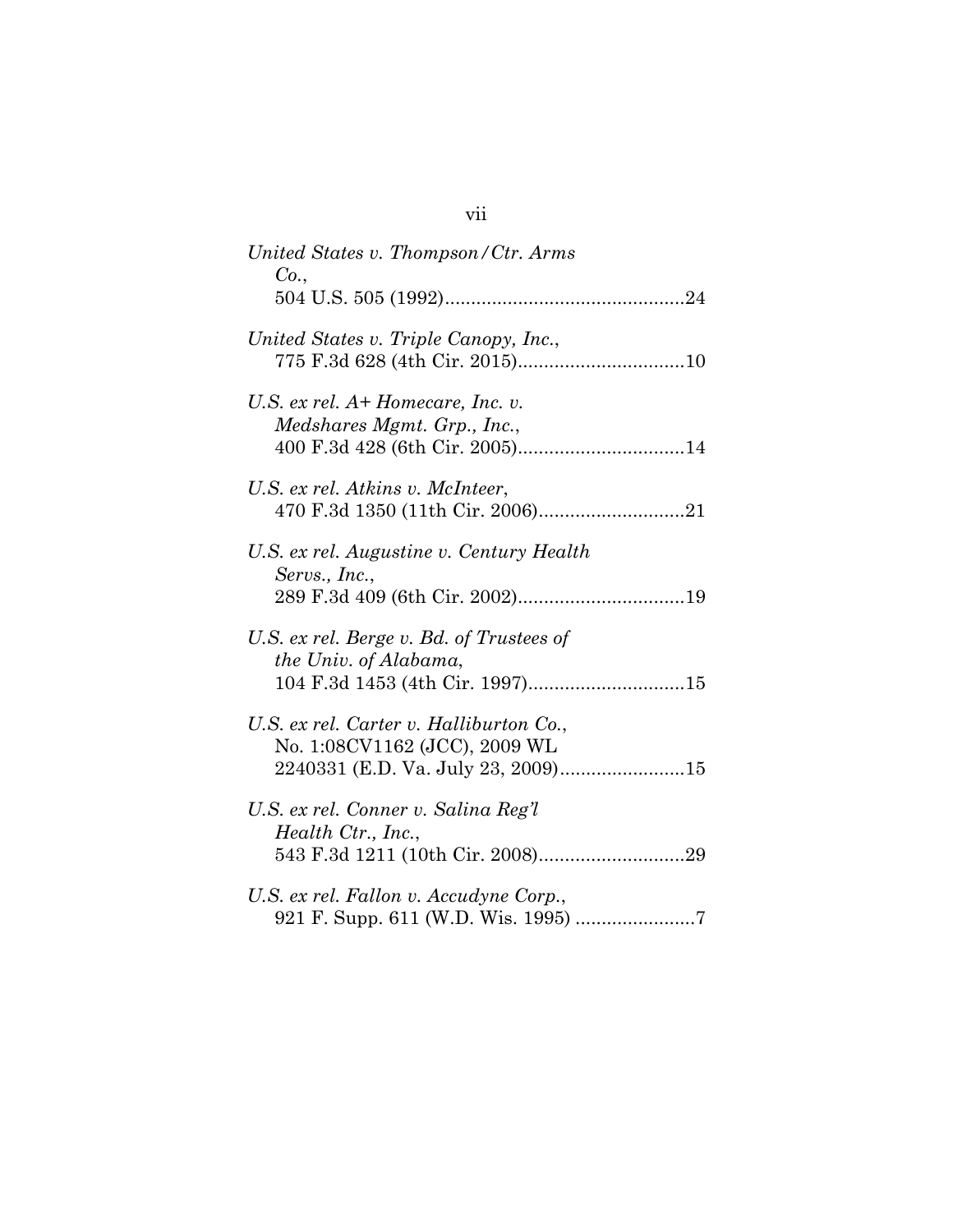*United States v. Thompson/Ctr. Arms Co.*, 504 U.S. 505 (1992)..............................................24

*United States v. Triple Canopy, Inc.*, 775 F.3d 628 (4th Cir. 2015)................................10

*U.S. ex rel. A+ Homecare, Inc. v. Medshares Mgmt. Grp., Inc.*, 400 F.3d 428 (6th Cir. 2005)................................14

*U.S. ex rel. Atkins v. McInteer*, 470 F.3d 1350 (11th Cir. 2006)............................21

*U.S. ex rel. Augustine v. Century Health Servs., Inc.*, 289 F.3d 409 (6th Cir. 2002)................................19

*U.S. ex rel. Berge v. Bd. of Trustees of the Univ. of Alabama*, 104 F.3d 1453 (4th Cir. 1997)..............................15

*U.S. ex rel. Carter v. Halliburton Co.*, No. 1:08CV1162 (JCC), 2009 WL 2240331 (E.D. Va. July 23, 2009)........................15

*U.S. ex rel. Conner v. Salina Reg'l Health Ctr., Inc.*, 543 F.3d 1211 (10th Cir. 2008)............................29

*U.S. ex rel. Fallon v. Accudyne Corp.*, 921 F. Supp. 611 (W.D. Wis. 1995) .......................7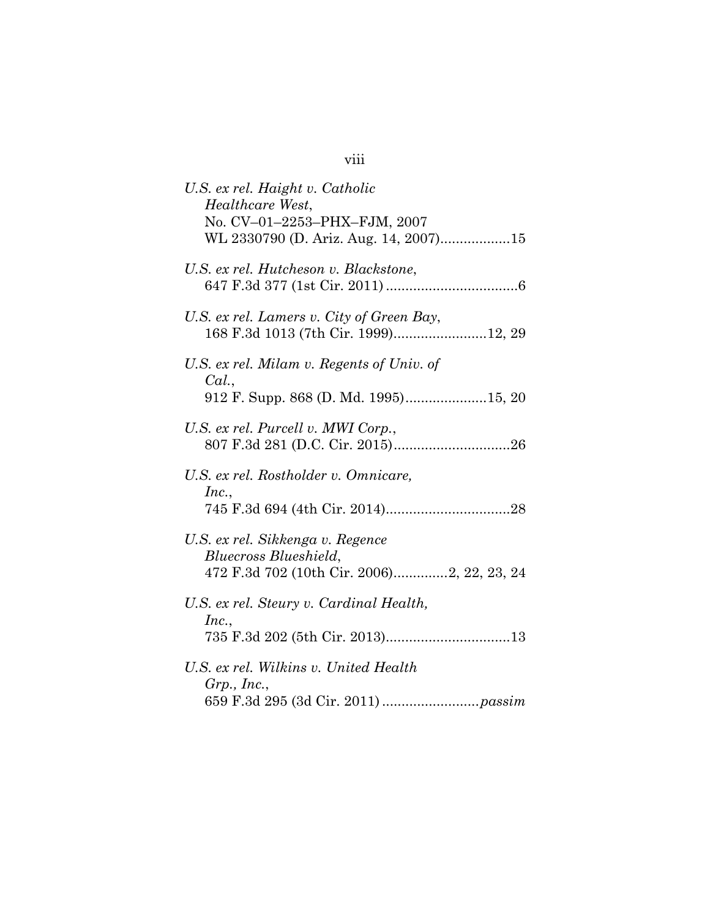*U.S. ex rel. Haight v. Catholic Healthcare West*,
No. CV–01–2253–PHX–FJM, 2007 WL 2330790 (D. Ariz. Aug. 14, 2007)..................15

*U.S. ex rel. Hutcheson v. Blackstone*,
647 F.3d 377 (1st Cir. 2011) ..................................6

*U.S. ex rel. Lamers v. City of Green Bay*,
168 F.3d 1013 (7th Cir. 1999)........................12, 29

*U.S. ex rel. Milam v. Regents of Univ. of Cal.*,
912 F. Supp. 868 (D. Md. 1995).....................15, 20

*U.S. ex rel. Purcell v. MWI Corp.*,
807 F.3d 281 (D.C. Cir. 2015)..............................26

*U.S. ex rel. Rostholder v. Omnicare, Inc.*,
745 F.3d 694 (4th Cir. 2014)................................28

*U.S. ex rel. Sikkenga v. Regence Bluecross Blueshield*,
472 F.3d 702 (10th Cir. 2006)..............2, 22, 23, 24

*U.S. ex rel. Steury v. Cardinal Health, Inc.*,
735 F.3d 202 (5th Cir. 2013)................................13

*U.S. ex rel. Wilkins v. United Health Grp., Inc.*,
659 F.3d 295 (3d Cir. 2011) .........................*passim*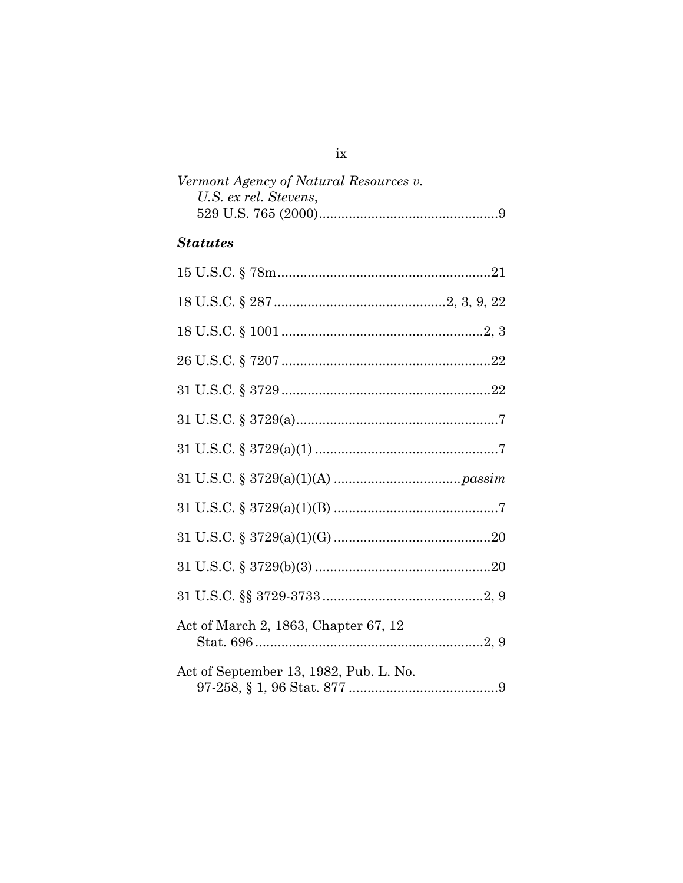*Vermont Agency of Natural Resources v. U.S. ex rel. Stevens*, 529 U.S. 765 (2000) ............................................... 9

### ***Statutes***

15 U.S.C. § 78m ........................................................ 21

18 U.S.C. § 287 ............................................. 2, 3, 9, 22

18 U.S.C. § 1001 ..................................................... 2, 3

26 U.S.C. § 7207 ....................................................... 22

31 U.S.C. § 3729 ....................................................... 22

31 U.S.C. § 3729(a) ..................................................... 7

31 U.S.C. § 3729(a)(1) ................................................ 7

31 U.S.C. § 3729(a)(1)(A) ................................. *passim*

31 U.S.C. § 3729(a)(1)(B) ............................................ 7

31 U.S.C. § 3729(a)(1)(G) .......................................... 20

31 U.S.C. § 3729(b)(3) ............................................... 20

31 U.S.C. §§ 3729-3733 ........................................... 2, 9

Act of March 2, 1863, Chapter 67, 12 Stat. 696 ............................................................ 2, 9

Act of September 13, 1982, Pub. L. No. 97-258, § 1, 96 Stat. 877 ........................................ 9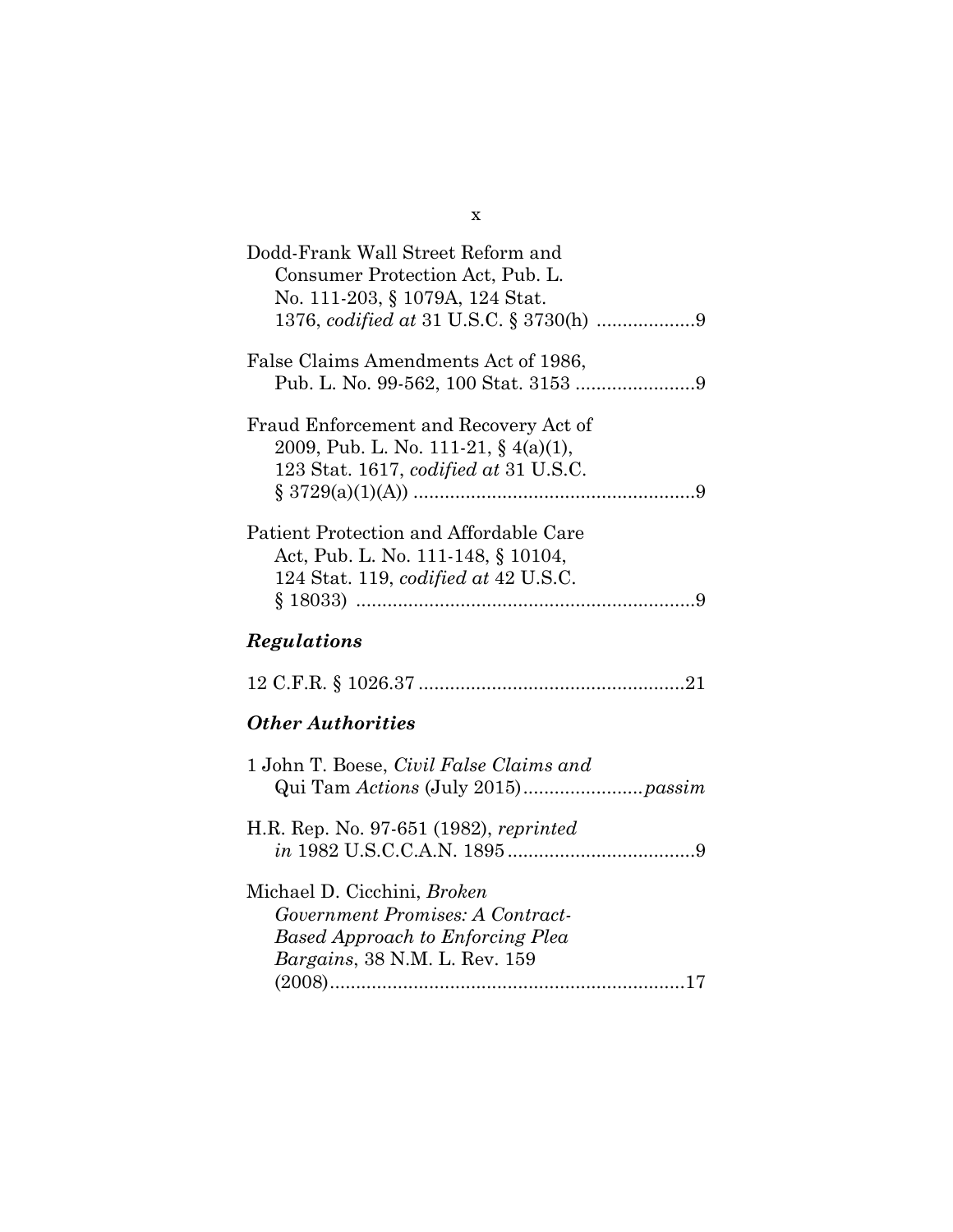Dodd-Frank Wall Street Reform and Consumer Protection Act, Pub. L. No. 111-203, § 1079A, 124 Stat. 1376, *codified at* 31 U.S.C. § 3730(h) ..................9

False Claims Amendments Act of 1986, Pub. L. No. 99-562, 100 Stat. 3153 ......................9

Fraud Enforcement and Recovery Act of 2009, Pub. L. No. 111-21, § 4(a)(1), 123 Stat. 1617, *codified at* 31 U.S.C. § 3729(a)(1)(A)) .....................................................9

Patient Protection and Affordable Care Act, Pub. L. No. 111-148, § 10104, 124 Stat. 119, *codified at* 42 U.S.C. § 18033) ................................................................9

### *Regulations*

12 C.F.R. § 1026.37 ..................................................21

### *Other Authorities*

1 John T. Boese, *Civil False Claims and* Qui Tam *Actions* (July 2015)......................*passim*

H.R. Rep. No. 97-651 (1982), *reprinted in* 1982 U.S.C.C.A.N. 1895...................................9

Michael D. Cicchini, *Broken Government Promises: A Contract-Based Approach to Enforcing Plea Bargains*, 38 N.M. L. Rev. 159 (2008)....................................................................17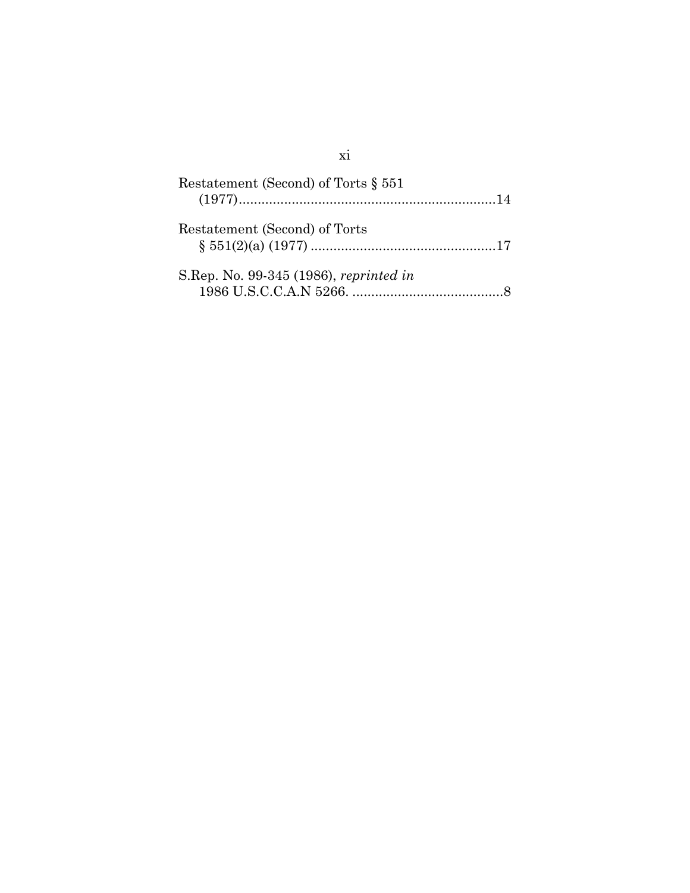Restatement (Second) of Torts § 551 (1977)....................................................................14

Restatement (Second) of Torts § 551(2)(a) (1977) .................................................17

S.Rep. No. 99-345 (1986), *reprinted in* 1986 U.S.C.C.A.N 5266. ........................................8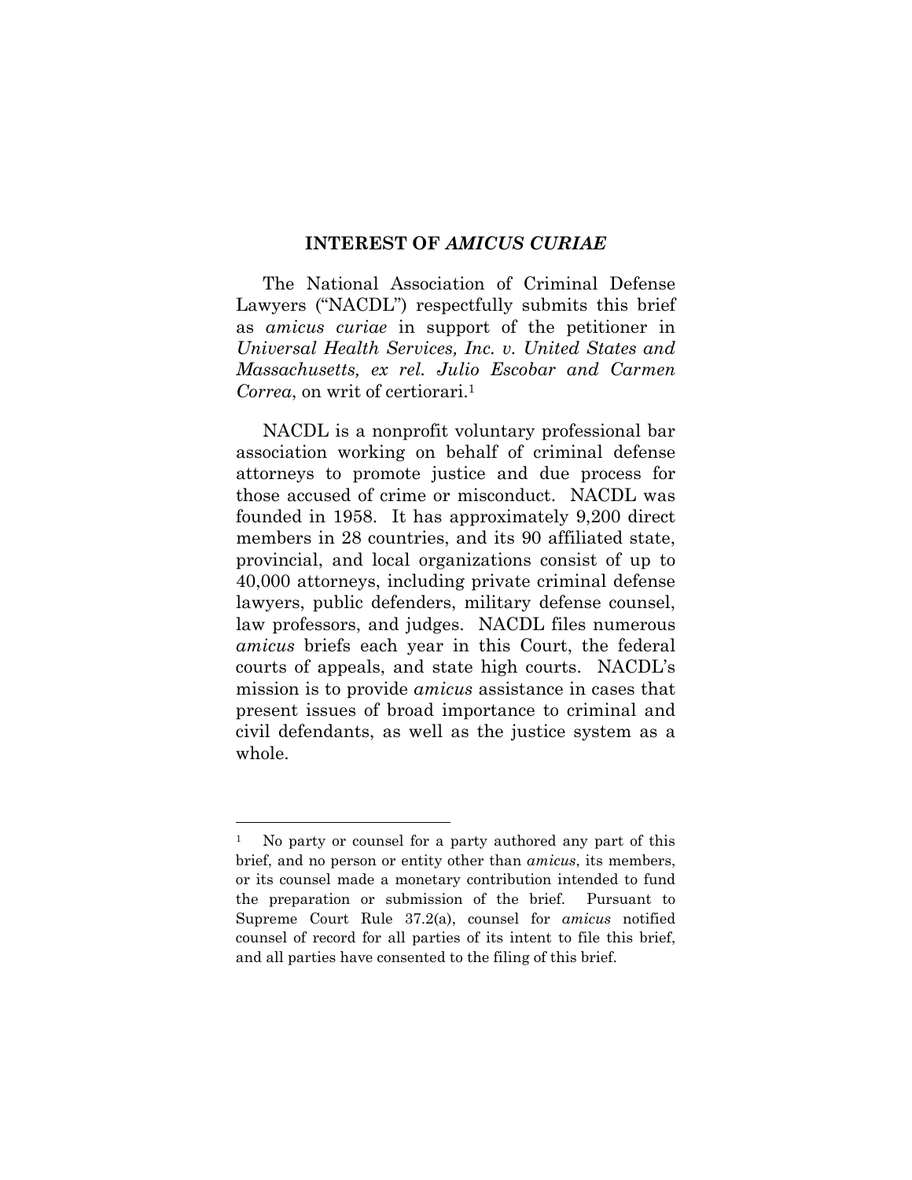## INTEREST OF *AMICUS CURIAE*

The National Association of Criminal Defense Lawyers ("NACDL") respectfully submits this brief as *amicus curiae* in support of the petitioner in *Universal Health Services, Inc. v. United States and Massachusetts, ex rel. Julio Escobar and Carmen Correa*, on writ of certiorari.[1]

NACDL is a nonprofit voluntary professional bar association working on behalf of criminal defense attorneys to promote justice and due process for those accused of crime or misconduct. NACDL was founded in 1958. It has approximately 9,200 direct members in 28 countries, and its 90 affiliated state, provincial, and local organizations consist of up to 40,000 attorneys, including private criminal defense lawyers, public defenders, military defense counsel, law professors, and judges. NACDL files numerous *amicus* briefs each year in this Court, the federal courts of appeals, and state high courts. NACDL's mission is to provide *amicus* assistance in cases that present issues of broad importance to criminal and civil defendants, as well as the justice system as a whole.

---

[1] No party or counsel for a party authored any part of this brief, and no person or entity other than *amicus*, its members, or its counsel made a monetary contribution intended to fund the preparation or submission of the brief. Pursuant to Supreme Court Rule 37.2(a), counsel for *amicus* notified counsel of record for all parties of its intent to file this brief, and all parties have consented to the filing of this brief.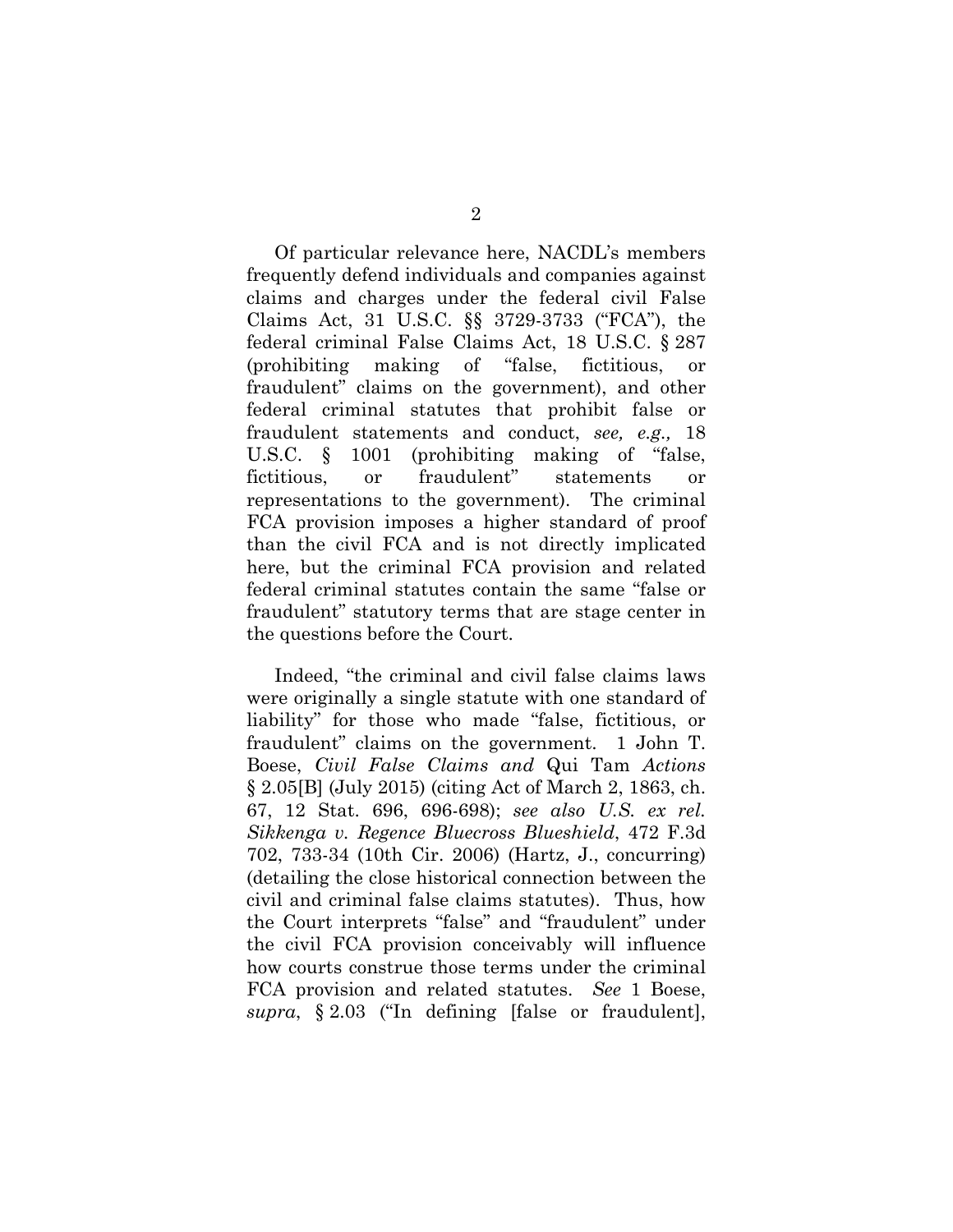Of particular relevance here, NACDL's members frequently defend individuals and companies against claims and charges under the federal civil False Claims Act, 31 U.S.C. §§ 3729-3733 ("FCA"), the federal criminal False Claims Act, 18 U.S.C. § 287 (prohibiting making of "false, fictitious, or fraudulent" claims on the government), and other federal criminal statutes that prohibit false or fraudulent statements and conduct, *see, e.g.,* 18 U.S.C. § 1001 (prohibiting making of "false, fictitious, or fraudulent" statements or representations to the government). The criminal FCA provision imposes a higher standard of proof than the civil FCA and is not directly implicated here, but the criminal FCA provision and related federal criminal statutes contain the same "false or fraudulent" statutory terms that are stage center in the questions before the Court.

Indeed, "the criminal and civil false claims laws were originally a single statute with one standard of liability" for those who made "false, fictitious, or fraudulent" claims on the government. 1 John T. Boese, *Civil False Claims and* Qui Tam *Actions* § 2.05[B] (July 2015) (citing Act of March 2, 1863, ch. 67, 12 Stat. 696, 696-698); *see also U.S. ex rel. Sikkenga v. Regence Bluecross Blueshield*, 472 F.3d 702, 733-34 (10th Cir. 2006) (Hartz, J., concurring) (detailing the close historical connection between the civil and criminal false claims statutes). Thus, how the Court interprets "false" and "fraudulent" under the civil FCA provision conceivably will influence how courts construe those terms under the criminal FCA provision and related statutes. *See* 1 Boese, *supra*, § 2.03 ("In defining [false or fraudulent],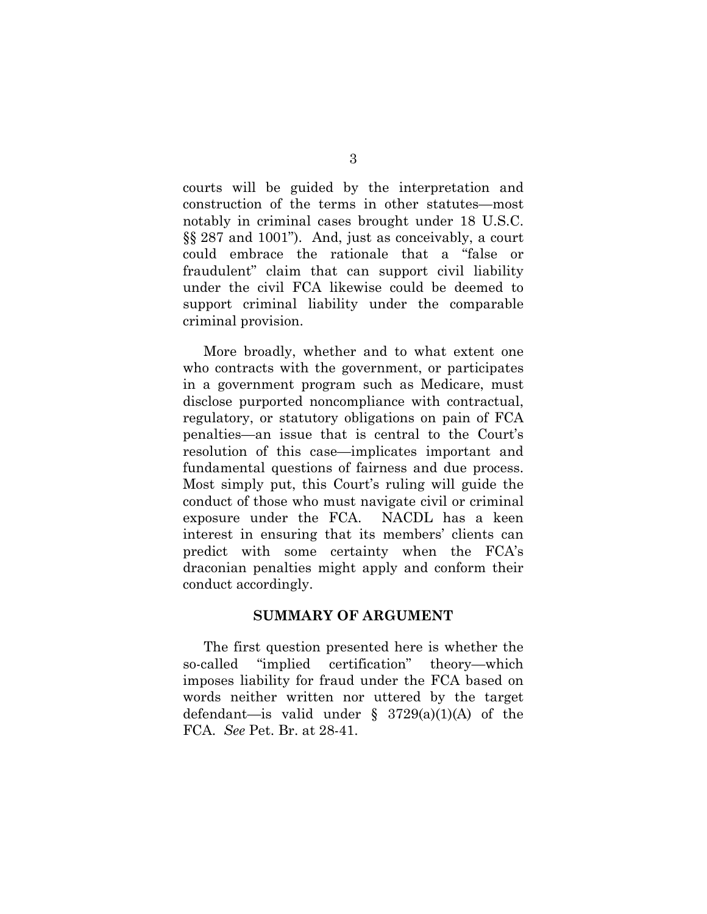courts will be guided by the interpretation and construction of the terms in other statutes—most notably in criminal cases brought under 18 U.S.C. §§ 287 and 1001"). And, just as conceivably, a court could embrace the rationale that a "false or fraudulent" claim that can support civil liability under the civil FCA likewise could be deemed to support criminal liability under the comparable criminal provision.

More broadly, whether and to what extent one who contracts with the government, or participates in a government program such as Medicare, must disclose purported noncompliance with contractual, regulatory, or statutory obligations on pain of FCA penalties—an issue that is central to the Court's resolution of this case—implicates important and fundamental questions of fairness and due process. Most simply put, this Court's ruling will guide the conduct of those who must navigate civil or criminal exposure under the FCA. NACDL has a keen interest in ensuring that its members' clients can predict with some certainty when the FCA's draconian penalties might apply and conform their conduct accordingly.

## SUMMARY OF ARGUMENT

The first question presented here is whether the so-called "implied certification" theory—which imposes liability for fraud under the FCA based on words neither written nor uttered by the target defendant—is valid under § 3729(a)(1)(A) of the FCA. *See* Pet. Br. at 28-41.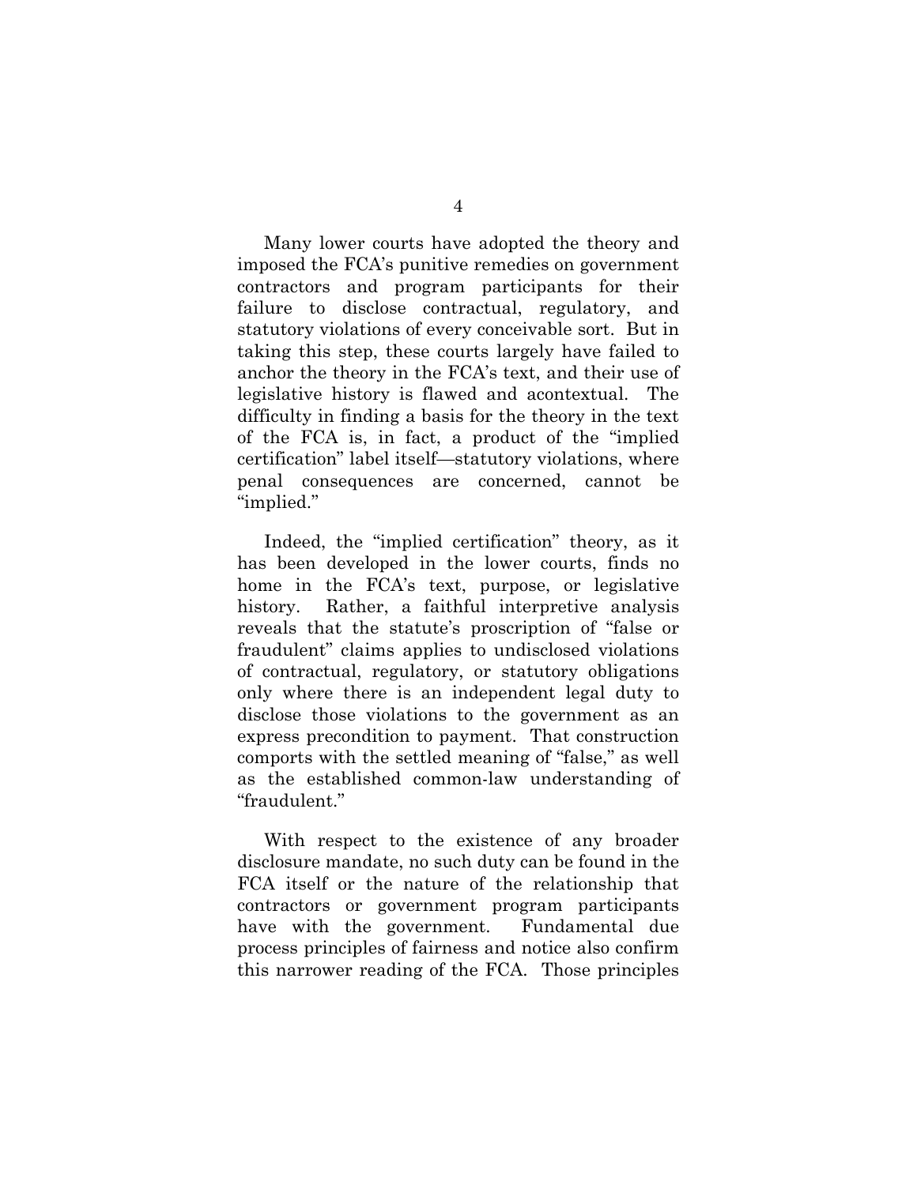Many lower courts have adopted the theory and imposed the FCA's punitive remedies on government contractors and program participants for their failure to disclose contractual, regulatory, and statutory violations of every conceivable sort. But in taking this step, these courts largely have failed to anchor the theory in the FCA's text, and their use of legislative history is flawed and acontextual. The difficulty in finding a basis for the theory in the text of the FCA is, in fact, a product of the "implied certification" label itself—statutory violations, where penal consequences are concerned, cannot be "implied."

Indeed, the "implied certification" theory, as it has been developed in the lower courts, finds no home in the FCA's text, purpose, or legislative history. Rather, a faithful interpretive analysis reveals that the statute's proscription of "false or fraudulent" claims applies to undisclosed violations of contractual, regulatory, or statutory obligations only where there is an independent legal duty to disclose those violations to the government as an express precondition to payment. That construction comports with the settled meaning of "false," as well as the established common-law understanding of "fraudulent."

With respect to the existence of any broader disclosure mandate, no such duty can be found in the FCA itself or the nature of the relationship that contractors or government program participants have with the government. Fundamental due process principles of fairness and notice also confirm this narrower reading of the FCA. Those principles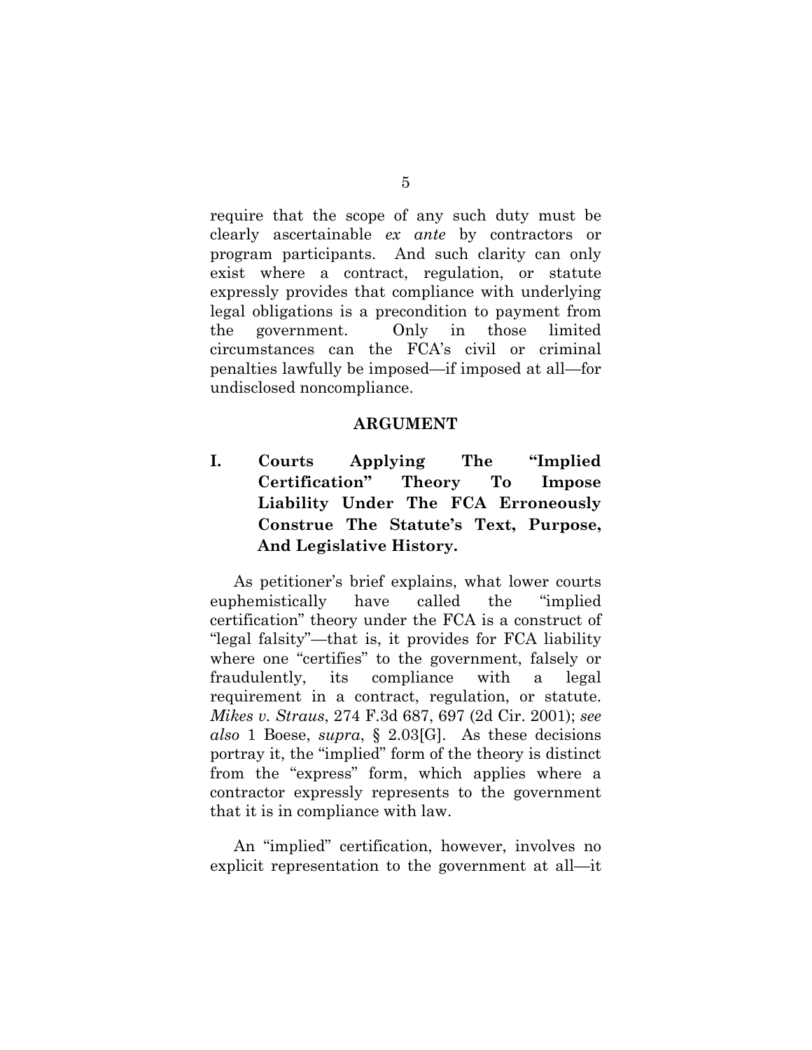require that the scope of any such duty must be clearly ascertainable *ex ante* by contractors or program participants. And such clarity can only exist where a contract, regulation, or statute expressly provides that compliance with underlying legal obligations is a precondition to payment from the government. Only in those limited circumstances can the FCA's civil or criminal penalties lawfully be imposed—if imposed at all—for undisclosed noncompliance.

## ARGUMENT

### I. Courts Applying The "Implied Certification" Theory To Impose Liability Under The FCA Erroneously Construe The Statute's Text, Purpose, And Legislative History.

As petitioner's brief explains, what lower courts euphemistically have called the "implied certification" theory under the FCA is a construct of "legal falsity"—that is, it provides for FCA liability where one "certifies" to the government, falsely or fraudulently, its compliance with a legal requirement in a contract, regulation, or statute. *Mikes v. Straus*, 274 F.3d 687, 697 (2d Cir. 2001); *see also* 1 Boese, *supra*, § 2.03[G]. As these decisions portray it, the "implied" form of the theory is distinct from the "express" form, which applies where a contractor expressly represents to the government that it is in compliance with law.

An "implied" certification, however, involves no explicit representation to the government at all—it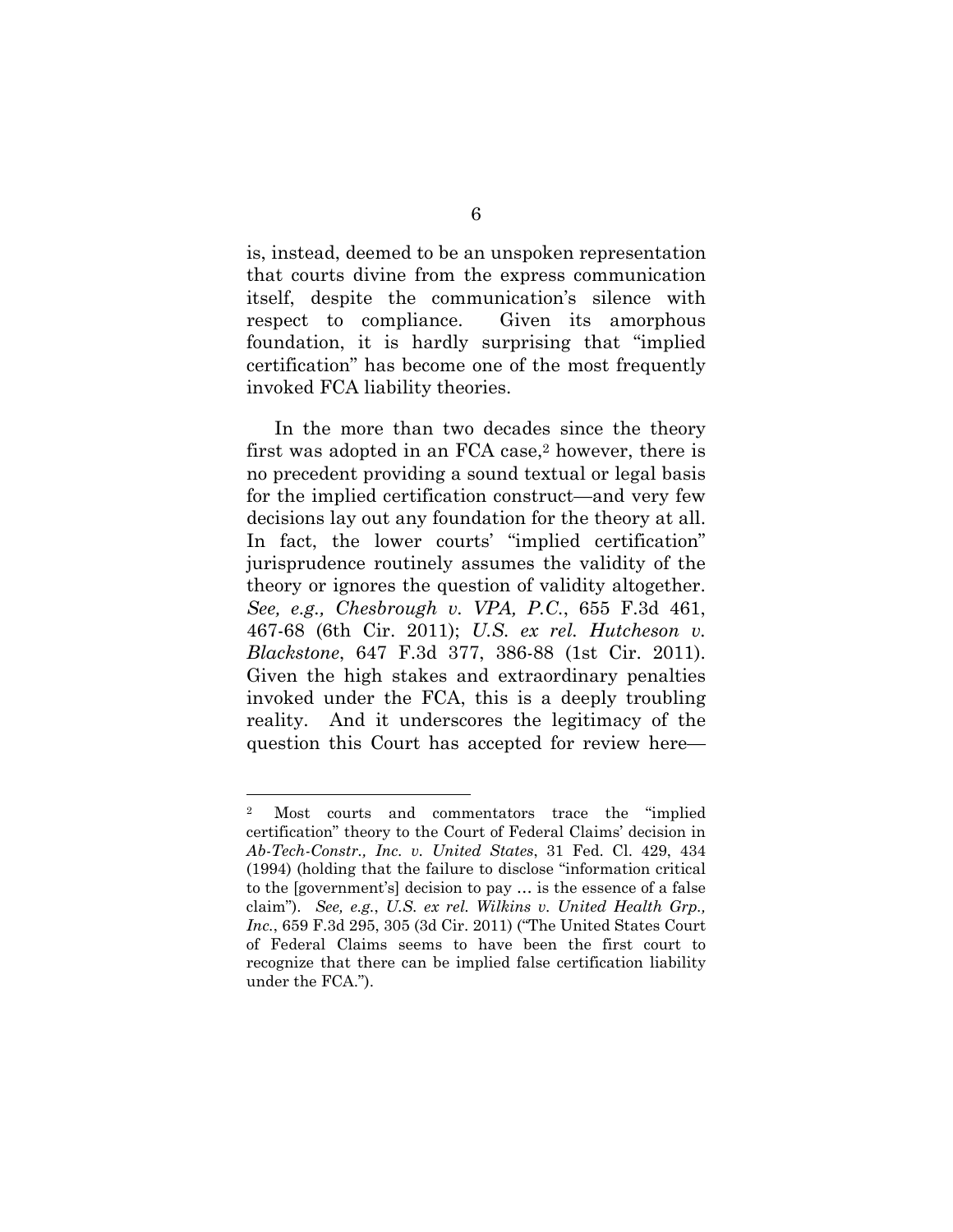is, instead, deemed to be an unspoken representation that courts divine from the express communication itself, despite the communication's silence with respect to compliance. Given its amorphous foundation, it is hardly surprising that "implied certification" has become one of the most frequently invoked FCA liability theories.

In the more than two decades since the theory first was adopted in an FCA case,[2] however, there is no precedent providing a sound textual or legal basis for the implied certification construct—and very few decisions lay out any foundation for the theory at all. In fact, the lower courts' "implied certification" jurisprudence routinely assumes the validity of the theory or ignores the question of validity altogether. *See, e.g., Chesbrough v. VPA, P.C.*, 655 F.3d 461, 467-68 (6th Cir. 2011); *U.S. ex rel. Hutcheson v. Blackstone*, 647 F.3d 377, 386-88 (1st Cir. 2011). Given the high stakes and extraordinary penalties invoked under the FCA, this is a deeply troubling reality. And it underscores the legitimacy of the question this Court has accepted for review here—

---

[2] Most courts and commentators trace the "implied certification" theory to the Court of Federal Claims' decision in *Ab-Tech-Constr., Inc. v. United States*, 31 Fed. Cl. 429, 434 (1994) (holding that the failure to disclose "information critical to the [government's] decision to pay … is the essence of a false claim"). *See, e.g.*, *U.S. ex rel. Wilkins v. United Health Grp., Inc.*, 659 F.3d 295, 305 (3d Cir. 2011) ("The United States Court of Federal Claims seems to have been the first court to recognize that there can be implied false certification liability under the FCA.").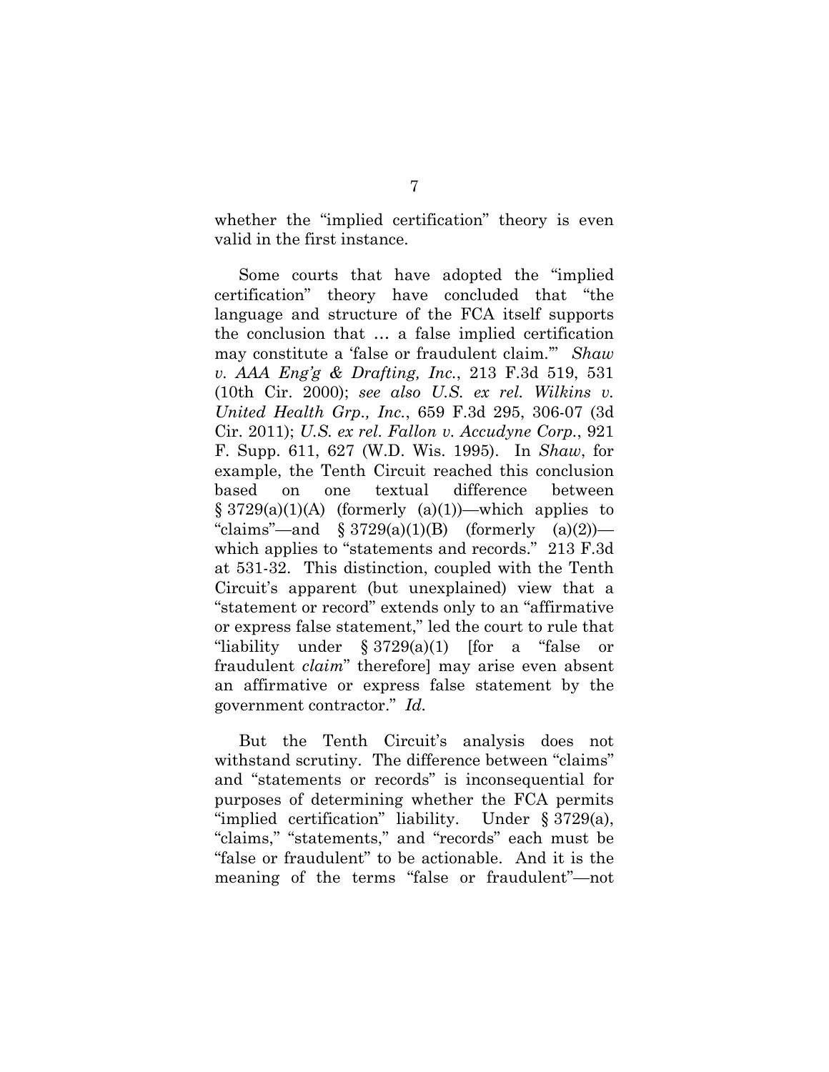whether the "implied certification" theory is even valid in the first instance.

Some courts that have adopted the "implied certification" theory have concluded that "the language and structure of the FCA itself supports the conclusion that … a false implied certification may constitute a 'false or fraudulent claim.'" *Shaw v. AAA Eng'g & Drafting, Inc.*, 213 F.3d 519, 531 (10th Cir. 2000); *see also U.S. ex rel. Wilkins v. United Health Grp., Inc.*, 659 F.3d 295, 306-07 (3d Cir. 2011); *U.S. ex rel. Fallon v. Accudyne Corp.*, 921 F. Supp. 611, 627 (W.D. Wis. 1995). In *Shaw*, for example, the Tenth Circuit reached this conclusion based on one textual difference between § 3729(a)(1)(A) (formerly (a)(1))—which applies to "claims"—and § 3729(a)(1)(B) (formerly (a)(2))—which applies to "statements and records." 213 F.3d at 531-32. This distinction, coupled with the Tenth Circuit's apparent (but unexplained) view that a "statement or record" extends only to an "affirmative or express false statement," led the court to rule that "liability under § 3729(a)(1) [for a "false or fraudulent *claim*" therefore] may arise even absent an affirmative or express false statement by the government contractor." *Id.*

But the Tenth Circuit's analysis does not withstand scrutiny. The difference between "claims" and "statements or records" is inconsequential for purposes of determining whether the FCA permits "implied certification" liability. Under § 3729(a), "claims," "statements," and "records" each must be "false or fraudulent" to be actionable. And it is the meaning of the terms "false or fraudulent"—not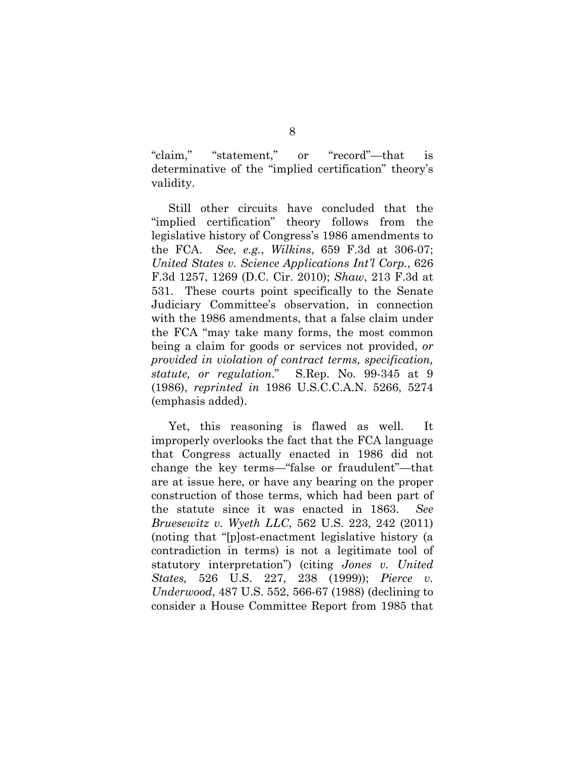"claim," "statement," or "record"—that is determinative of the "implied certification" theory's validity.

Still other circuits have concluded that the "implied certification" theory follows from the legislative history of Congress's 1986 amendments to the FCA. *See, e.g.*, *Wilkins*, 659 F.3d at 306-07; *United States v. Science Applications Int'l Corp.*, 626 F.3d 1257, 1269 (D.C. Cir. 2010); *Shaw*, 213 F.3d at 531. These courts point specifically to the Senate Judiciary Committee's observation, in connection with the 1986 amendments, that a false claim under the FCA "may take many forms, the most common being a claim for goods or services not provided, *or provided in violation of contract terms, specification, statute, or regulation*." S.Rep. No. 99-345 at 9 (1986), *reprinted in* 1986 U.S.C.C.A.N. 5266, 5274 (emphasis added).

Yet, this reasoning is flawed as well. It improperly overlooks the fact that the FCA language that Congress actually enacted in 1986 did not change the key terms—"false or fraudulent"—that are at issue here, or have any bearing on the proper construction of those terms, which had been part of the statute since it was enacted in 1863. *See Bruesewitz v. Wyeth LLC*, 562 U.S. 223, 242 (2011) (noting that "[p]ost-enactment legislative history (a contradiction in terms) is not a legitimate tool of statutory interpretation") (citing *Jones v. United States,* 526 U.S. 227, 238 (1999)); *Pierce v. Underwood*, 487 U.S. 552, 566-67 (1988) (declining to consider a House Committee Report from 1985 that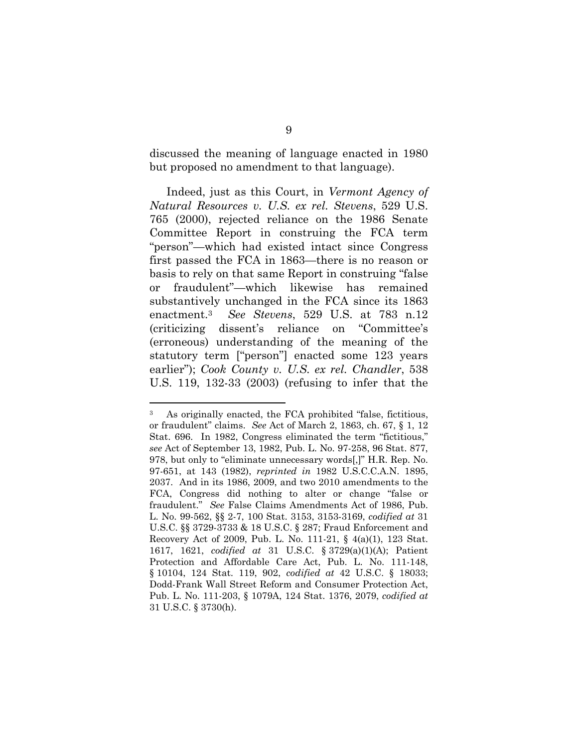discussed the meaning of language enacted in 1980 but proposed no amendment to that language).

Indeed, just as this Court, in *Vermont Agency of Natural Resources v. U.S. ex rel. Stevens*, 529 U.S. 765 (2000), rejected reliance on the 1986 Senate Committee Report in construing the FCA term "person"—which had existed intact since Congress first passed the FCA in 1863—there is no reason or basis to rely on that same Report in construing "false or fraudulent"—which likewise has remained substantively unchanged in the FCA since its 1863 enactment.[3] *See Stevens*, 529 U.S. at 783 n.12 (criticizing dissent's reliance on "Committee's (erroneous) understanding of the meaning of the statutory term ["person"] enacted some 123 years earlier"); *Cook County v. U.S. ex rel. Chandler*, 538 U.S. 119, 132-33 (2003) (refusing to infer that the

---

[3] As originally enacted, the FCA prohibited "false, fictitious, or fraudulent" claims. *See* Act of March 2, 1863, ch. 67, § 1, 12 Stat. 696. In 1982, Congress eliminated the term "fictitious," *see* Act of September 13, 1982, Pub. L. No. 97-258, 96 Stat. 877, 978, but only to "eliminate unnecessary words[,]" H.R. Rep. No. 97-651, at 143 (1982), *reprinted in* 1982 U.S.C.C.A.N. 1895, 2037. And in its 1986, 2009, and two 2010 amendments to the FCA, Congress did nothing to alter or change "false or fraudulent." *See* False Claims Amendments Act of 1986, Pub. L. No. 99-562, §§ 2-7, 100 Stat. 3153, 3153-3169, *codified at* 31 U.S.C. §§ 3729-3733 & 18 U.S.C. § 287; Fraud Enforcement and Recovery Act of 2009, Pub. L. No. 111-21, § 4(a)(1), 123 Stat. 1617, 1621, *codified at* 31 U.S.C. § 3729(a)(1)(A); Patient Protection and Affordable Care Act, Pub. L. No. 111-148, § 10104, 124 Stat. 119, 902, *codified at* 42 U.S.C. § 18033; Dodd-Frank Wall Street Reform and Consumer Protection Act, Pub. L. No. 111-203, § 1079A, 124 Stat. 1376, 2079, *codified at* 31 U.S.C. § 3730(h).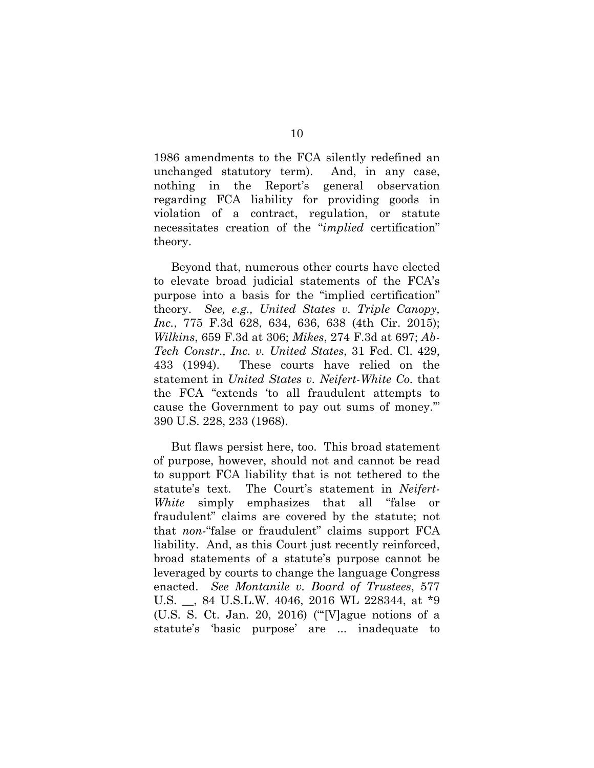1986 amendments to the FCA silently redefined an unchanged statutory term). And, in any case, nothing in the Report's general observation regarding FCA liability for providing goods in violation of a contract, regulation, or statute necessitates creation of the "*implied* certification" theory.

Beyond that, numerous other courts have elected to elevate broad judicial statements of the FCA's purpose into a basis for the "implied certification" theory. *See, e.g., United States v. Triple Canopy, Inc.*, 775 F.3d 628, 634, 636, 638 (4th Cir. 2015); *Wilkins*, 659 F.3d at 306; *Mikes*, 274 F.3d at 697; *Ab-Tech Constr., Inc. v. United States*, 31 Fed. Cl. 429, 433 (1994). These courts have relied on the statement in *United States v. Neifert-White Co.* that the FCA "extends 'to all fraudulent attempts to cause the Government to pay out sums of money.'" 390 U.S. 228, 233 (1968).

But flaws persist here, too. This broad statement of purpose, however, should not and cannot be read to support FCA liability that is not tethered to the statute's text. The Court's statement in *Neifert-White* simply emphasizes that all "false or fraudulent" claims are covered by the statute; not that *non*-"false or fraudulent" claims support FCA liability. And, as this Court just recently reinforced, broad statements of a statute's purpose cannot be leveraged by courts to change the language Congress enacted. *See Montanile v. Board of Trustees*, 577 U.S. __, 84 U.S.L.W. 4046, 2016 WL 228344, at *9 (U.S. S. Ct. Jan. 20, 2016) ("'[V]ague notions of a statute's 'basic purpose' are ... inadequate to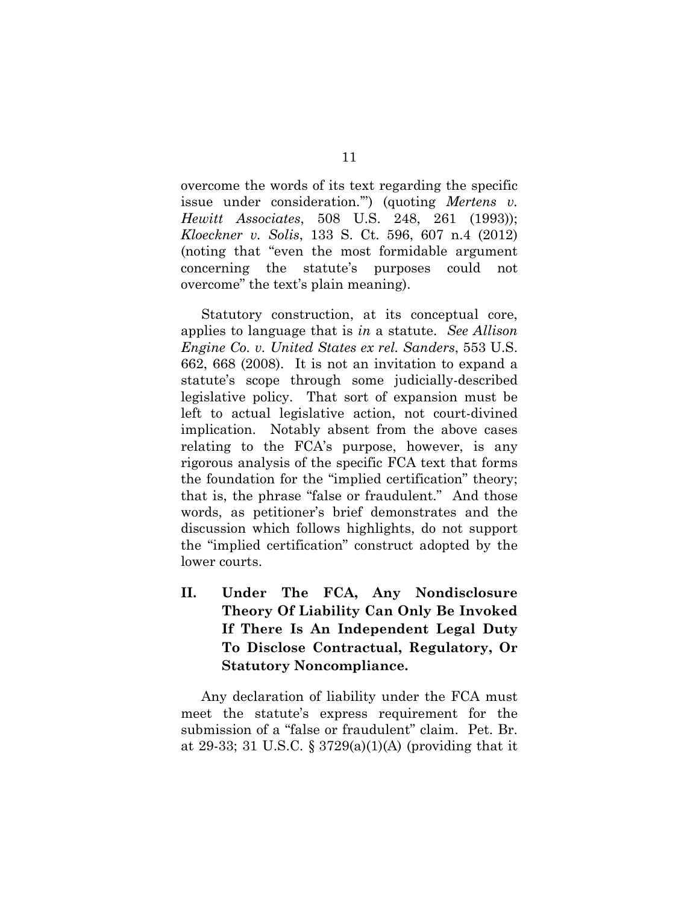overcome the words of its text regarding the specific issue under consideration.'") (quoting *Mertens v. Hewitt Associates*, 508 U.S. 248, 261 (1993)); *Kloeckner v. Solis*, 133 S. Ct. 596, 607 n.4 (2012) (noting that "even the most formidable argument concerning the statute's purposes could not overcome" the text's plain meaning).

Statutory construction, at its conceptual core, applies to language that is *in* a statute. *See Allison Engine Co. v. United States ex rel. Sanders*, 553 U.S. 662, 668 (2008). It is not an invitation to expand a statute's scope through some judicially-described legislative policy. That sort of expansion must be left to actual legislative action, not court-divined implication. Notably absent from the above cases relating to the FCA's purpose, however, is any rigorous analysis of the specific FCA text that forms the foundation for the "implied certification" theory; that is, the phrase "false or fraudulent." And those words, as petitioner's brief demonstrates and the discussion which follows highlights, do not support the "implied certification" construct adopted by the lower courts.

## II. Under The FCA, Any Nondisclosure Theory Of Liability Can Only Be Invoked If There Is An Independent Legal Duty To Disclose Contractual, Regulatory, Or Statutory Noncompliance.

Any declaration of liability under the FCA must meet the statute's express requirement for the submission of a "false or fraudulent" claim. Pet. Br. at 29-33; 31 U.S.C. § 3729(a)(1)(A) (providing that it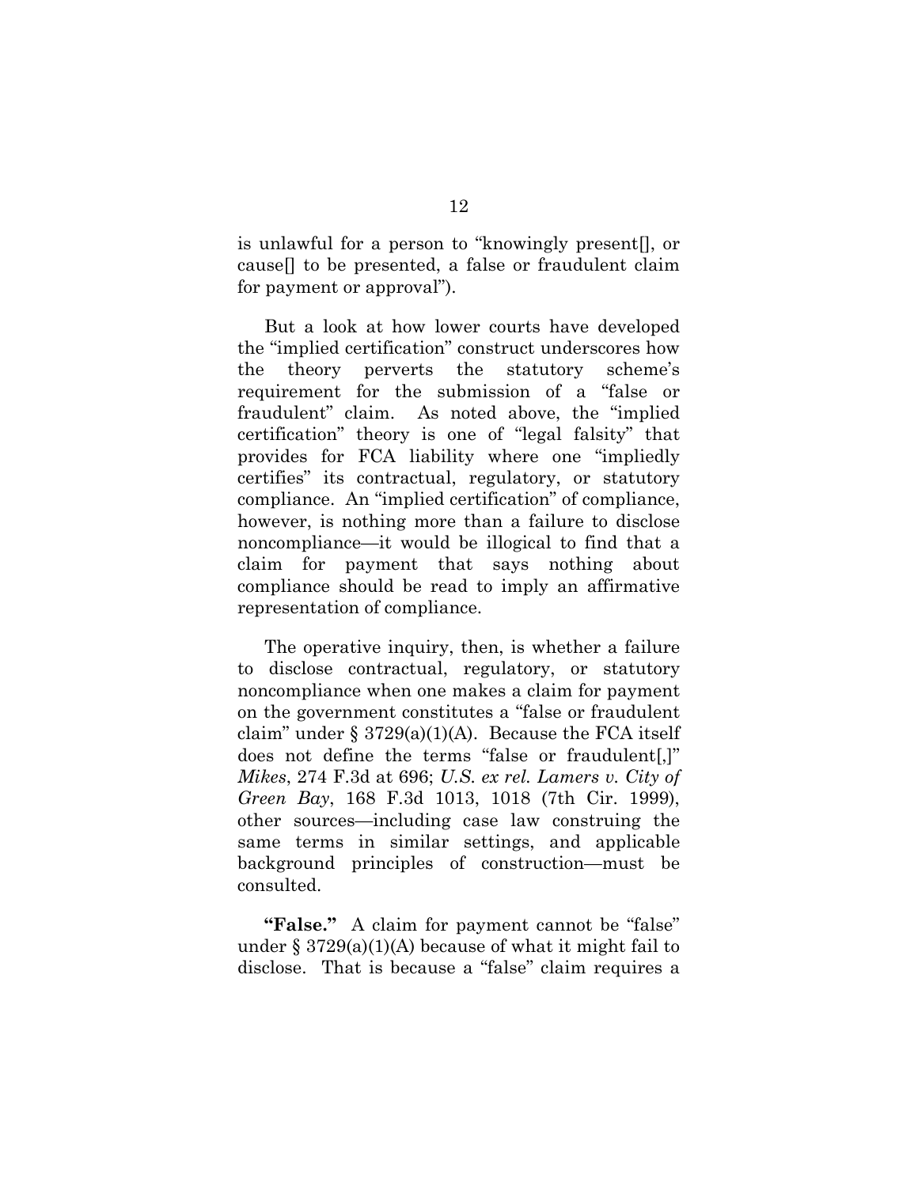is unlawful for a person to "knowingly present[], or cause[] to be presented, a false or fraudulent claim for payment or approval").

But a look at how lower courts have developed the "implied certification" construct underscores how the theory perverts the statutory scheme's requirement for the submission of a "false or fraudulent" claim. As noted above, the "implied certification" theory is one of "legal falsity" that provides for FCA liability where one "impliedly certifies" its contractual, regulatory, or statutory compliance. An "implied certification" of compliance, however, is nothing more than a failure to disclose noncompliance—it would be illogical to find that a claim for payment that says nothing about compliance should be read to imply an affirmative representation of compliance.

The operative inquiry, then, is whether a failure to disclose contractual, regulatory, or statutory noncompliance when one makes a claim for payment on the government constitutes a "false or fraudulent claim" under § 3729(a)(1)(A). Because the FCA itself does not define the terms "false or fraudulent[,]" *Mikes*, 274 F.3d at 696; *U.S. ex rel. Lamers v. City of Green Bay*, 168 F.3d 1013, 1018 (7th Cir. 1999), other sources—including case law construing the same terms in similar settings, and applicable background principles of construction—must be consulted.

**"False."** A claim for payment cannot be "false" under § 3729(a)(1)(A) because of what it might fail to disclose. That is because a "false" claim requires a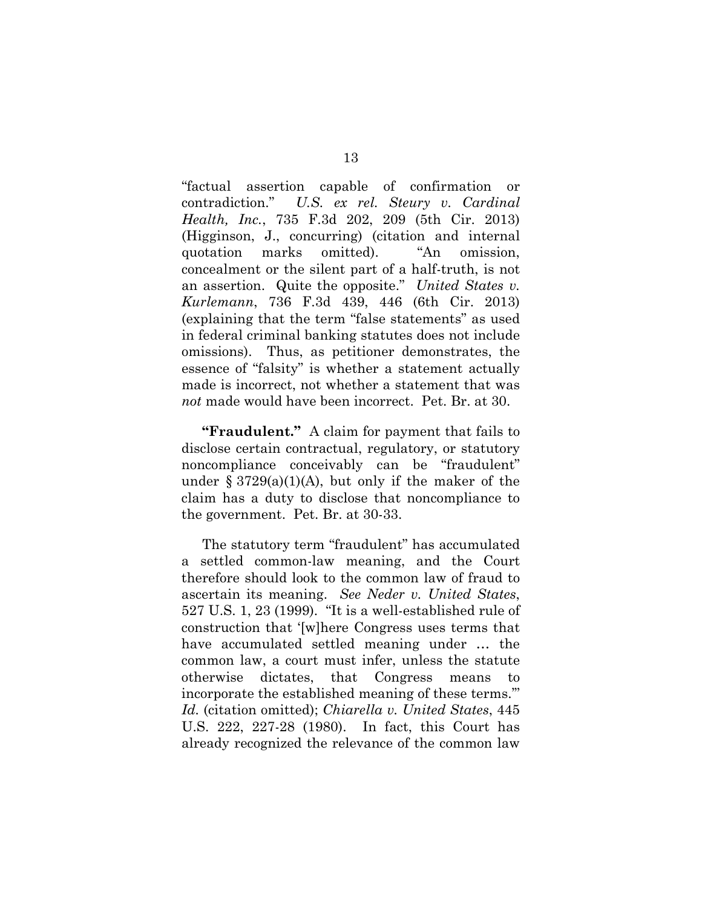"factual assertion capable of confirmation or contradiction." *U.S. ex rel. Steury v. Cardinal Health, Inc.*, 735 F.3d 202, 209 (5th Cir. 2013) (Higginson, J., concurring) (citation and internal quotation marks omitted). "An omission, concealment or the silent part of a half-truth, is not an assertion. Quite the opposite." *United States v. Kurlemann*, 736 F.3d 439, 446 (6th Cir. 2013) (explaining that the term "false statements" as used in federal criminal banking statutes does not include omissions). Thus, as petitioner demonstrates, the essence of "falsity" is whether a statement actually made is incorrect, not whether a statement that was *not* made would have been incorrect. Pet. Br. at 30.

**"Fraudulent."** A claim for payment that fails to disclose certain contractual, regulatory, or statutory noncompliance conceivably can be "fraudulent" under § 3729(a)(1)(A), but only if the maker of the claim has a duty to disclose that noncompliance to the government. Pet. Br. at 30-33.

The statutory term "fraudulent" has accumulated a settled common-law meaning, and the Court therefore should look to the common law of fraud to ascertain its meaning. *See Neder v. United States*, 527 U.S. 1, 23 (1999). "It is a well-established rule of construction that '[w]here Congress uses terms that have accumulated settled meaning under … the common law, a court must infer, unless the statute otherwise dictates, that Congress means to incorporate the established meaning of these terms.'" *Id.* (citation omitted); *Chiarella v. United States*, 445 U.S. 222, 227-28 (1980). In fact, this Court has already recognized the relevance of the common law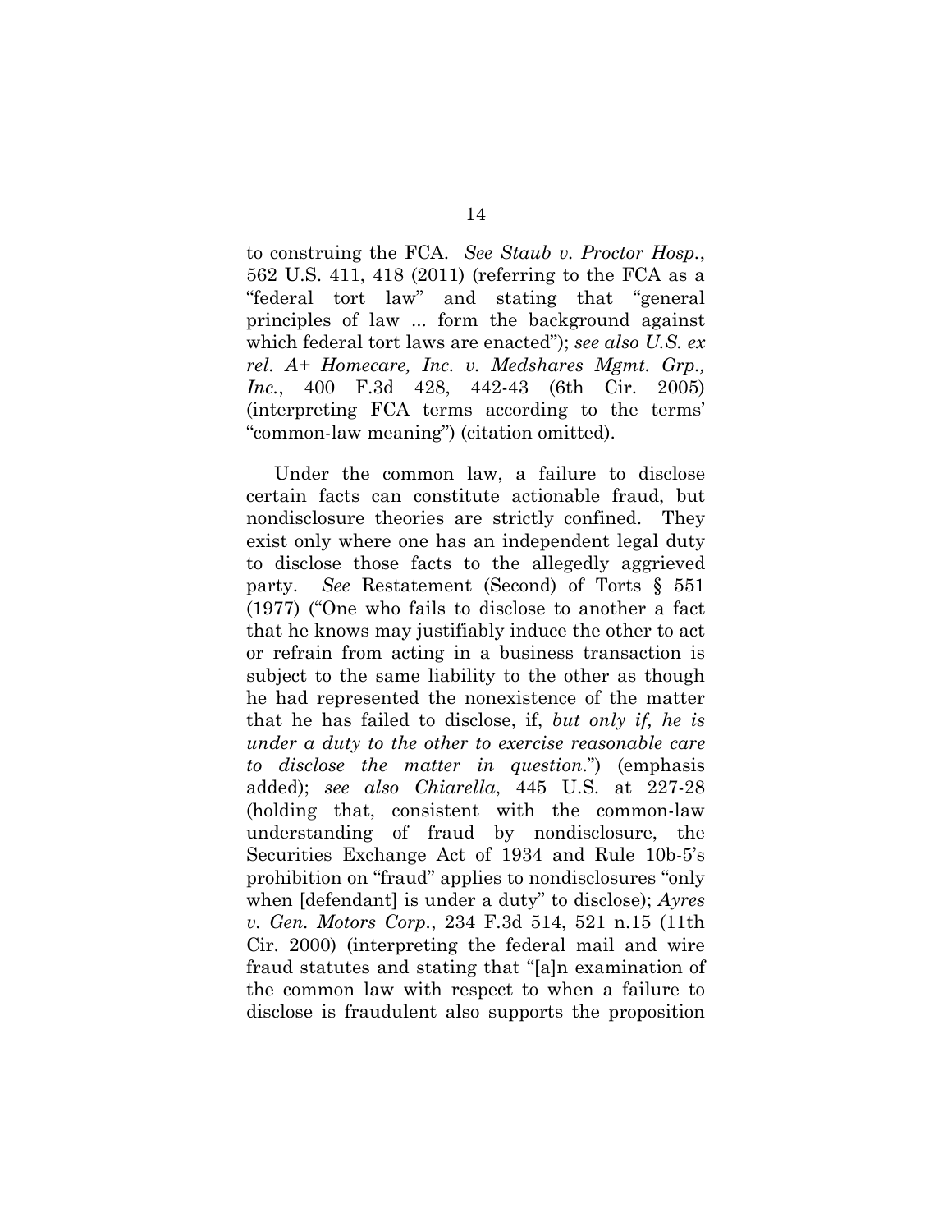to construing the FCA. *See Staub v. Proctor Hosp.*, 562 U.S. 411, 418 (2011) (referring to the FCA as a "federal tort law" and stating that "general principles of law ... form the background against which federal tort laws are enacted"); *see also U.S. ex rel. A+ Homecare, Inc. v. Medshares Mgmt. Grp., Inc.*, 400 F.3d 428, 442-43 (6th Cir. 2005) (interpreting FCA terms according to the terms' "common-law meaning") (citation omitted).

Under the common law, a failure to disclose certain facts can constitute actionable fraud, but nondisclosure theories are strictly confined. They exist only where one has an independent legal duty to disclose those facts to the allegedly aggrieved party. *See* Restatement (Second) of Torts § 551 (1977) ("One who fails to disclose to another a fact that he knows may justifiably induce the other to act or refrain from acting in a business transaction is subject to the same liability to the other as though he had represented the nonexistence of the matter that he has failed to disclose, if, *but only if, he is under a duty to the other to exercise reasonable care to disclose the matter in question*.") (emphasis added); *see also Chiarella*, 445 U.S. at 227-28 (holding that, consistent with the common-law understanding of fraud by nondisclosure, the Securities Exchange Act of 1934 and Rule 10b-5's prohibition on "fraud" applies to nondisclosures "only when [defendant] is under a duty" to disclose); *Ayres v. Gen. Motors Corp.*, 234 F.3d 514, 521 n.15 (11th Cir. 2000) (interpreting the federal mail and wire fraud statutes and stating that "[a]n examination of the common law with respect to when a failure to disclose is fraudulent also supports the proposition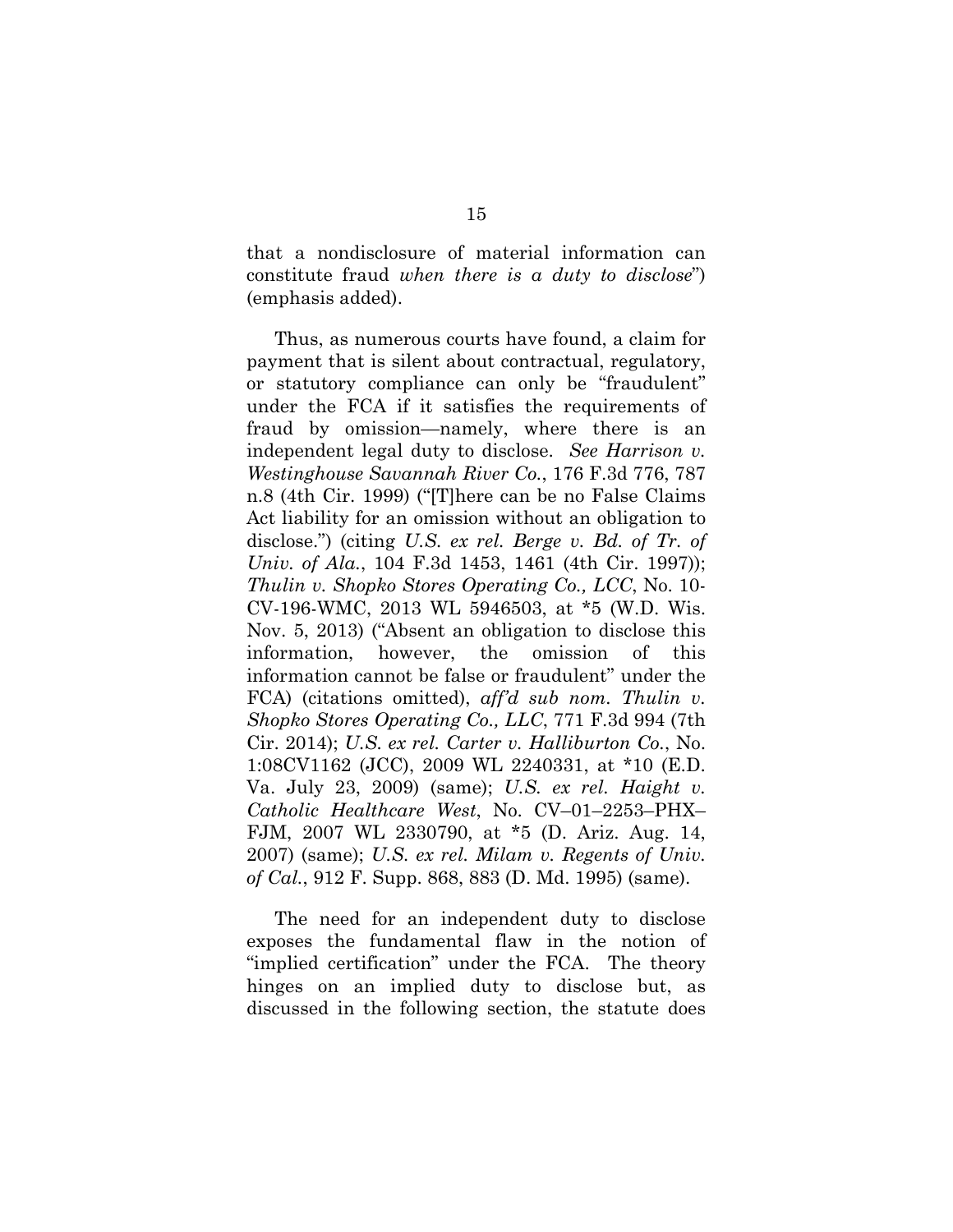that a nondisclosure of material information can constitute fraud *when there is a duty to disclose*") (emphasis added).

Thus, as numerous courts have found, a claim for payment that is silent about contractual, regulatory, or statutory compliance can only be "fraudulent" under the FCA if it satisfies the requirements of fraud by omission—namely, where there is an independent legal duty to disclose. *See Harrison v. Westinghouse Savannah River Co.*, 176 F.3d 776, 787 n.8 (4th Cir. 1999) ("[T]here can be no False Claims Act liability for an omission without an obligation to disclose.") (citing *U.S. ex rel. Berge v. Bd. of Tr. of Univ. of Ala.*, 104 F.3d 1453, 1461 (4th Cir. 1997)); *Thulin v. Shopko Stores Operating Co., LCC*, No. 10-CV-196-WMC, 2013 WL 5946503, at *5 (W.D. Wis. Nov. 5, 2013) ("Absent an obligation to disclose this information, however, the omission of this information cannot be false or fraudulent" under the FCA) (citations omitted), *aff'd sub nom. Thulin v. Shopko Stores Operating Co., LLC*, 771 F.3d 994 (7th Cir. 2014); *U.S. ex rel. Carter v. Halliburton Co.*, No. 1:08CV1162 (JCC), 2009 WL 2240331, at *10 (E.D. Va. July 23, 2009) (same); *U.S. ex rel. Haight v. Catholic Healthcare West*, No. CV–01–2253–PHX–FJM, 2007 WL 2330790, at *5 (D. Ariz. Aug. 14, 2007) (same); *U.S. ex rel. Milam v. Regents of Univ. of Cal.*, 912 F. Supp. 868, 883 (D. Md. 1995) (same).

The need for an independent duty to disclose exposes the fundamental flaw in the notion of "implied certification" under the FCA. The theory hinges on an implied duty to disclose but, as discussed in the following section, the statute does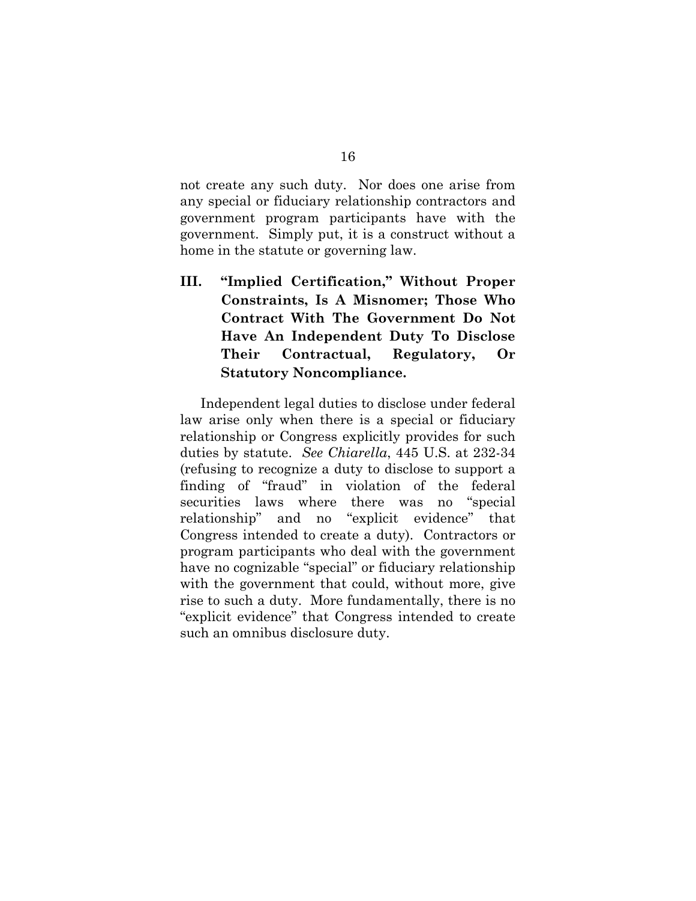not create any such duty. Nor does one arise from any special or fiduciary relationship contractors and government program participants have with the government. Simply put, it is a construct without a home in the statute or governing law.

## III. "Implied Certification," Without Proper Constraints, Is A Misnomer; Those Who Contract With The Government Do Not Have An Independent Duty To Disclose Their Contractual, Regulatory, Or Statutory Noncompliance.

Independent legal duties to disclose under federal law arise only when there is a special or fiduciary relationship or Congress explicitly provides for such duties by statute. *See Chiarella*, 445 U.S. at 232-34 (refusing to recognize a duty to disclose to support a finding of "fraud" in violation of the federal securities laws where there was no "special relationship" and no "explicit evidence" that Congress intended to create a duty). Contractors or program participants who deal with the government have no cognizable "special" or fiduciary relationship with the government that could, without more, give rise to such a duty. More fundamentally, there is no "explicit evidence" that Congress intended to create such an omnibus disclosure duty.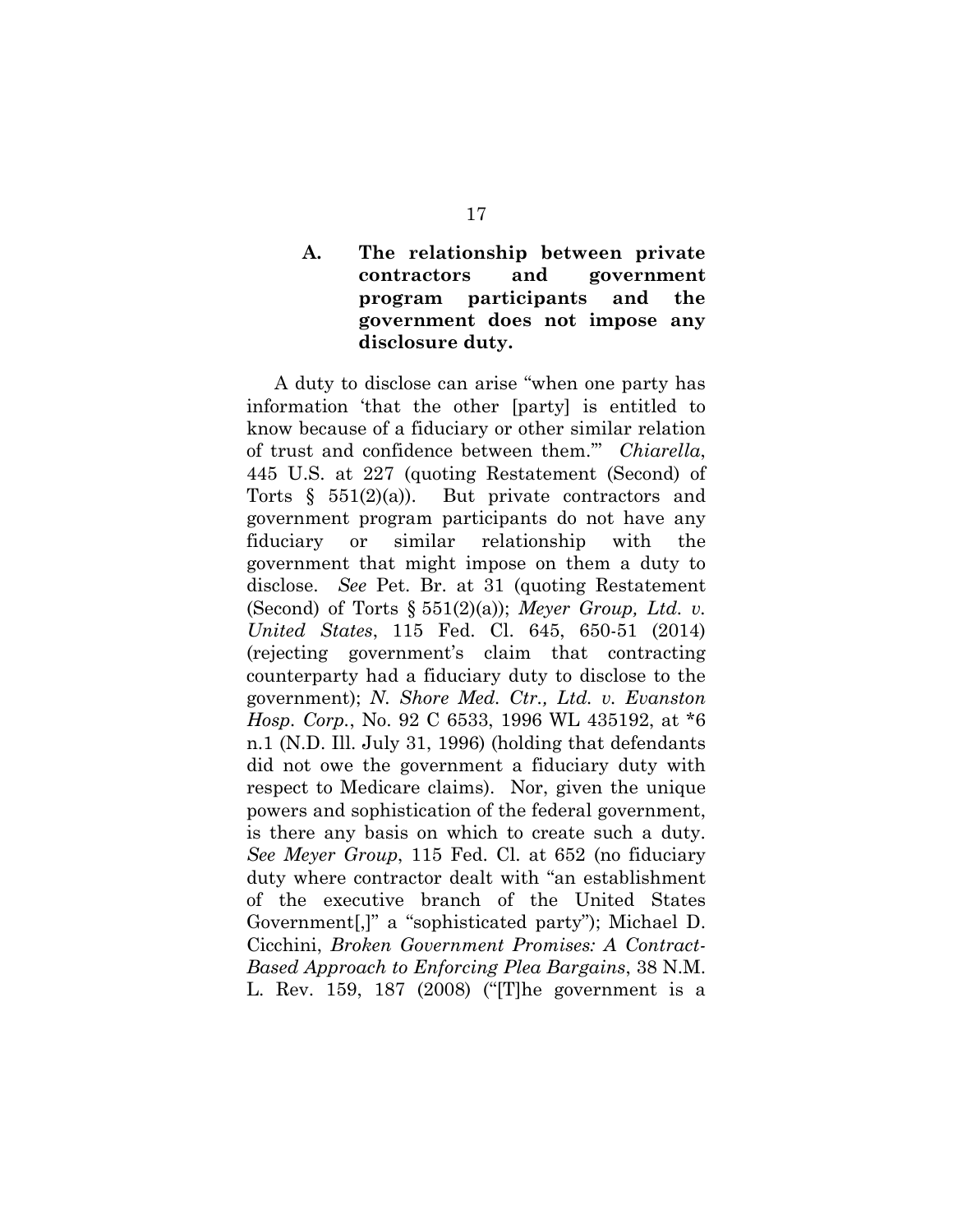### A. The relationship between private contractors and government program participants and the government does not impose any disclosure duty.

A duty to disclose can arise "when one party has information 'that the other [party] is entitled to know because of a fiduciary or other similar relation of trust and confidence between them.'" *Chiarella*, 445 U.S. at 227 (quoting Restatement (Second) of Torts § 551(2)(a)). But private contractors and government program participants do not have any fiduciary or similar relationship with the government that might impose on them a duty to disclose. *See* Pet. Br. at 31 (quoting Restatement (Second) of Torts § 551(2)(a)); *Meyer Group, Ltd. v. United States*, 115 Fed. Cl. 645, 650-51 (2014) (rejecting government's claim that contracting counterparty had a fiduciary duty to disclose to the government); *N. Shore Med. Ctr., Ltd. v. Evanston Hosp. Corp.*, No. 92 C 6533, 1996 WL 435192, at *6 n.1 (N.D. Ill. July 31, 1996) (holding that defendants did not owe the government a fiduciary duty with respect to Medicare claims). Nor, given the unique powers and sophistication of the federal government, is there any basis on which to create such a duty. *See Meyer Group*, 115 Fed. Cl. at 652 (no fiduciary duty where contractor dealt with "an establishment of the executive branch of the United States Government[,]" a "sophisticated party"); Michael D. Cicchini, *Broken Government Promises: A Contract-Based Approach to Enforcing Plea Bargains*, 38 N.M. L. Rev. 159, 187 (2008) ("[T]he government is a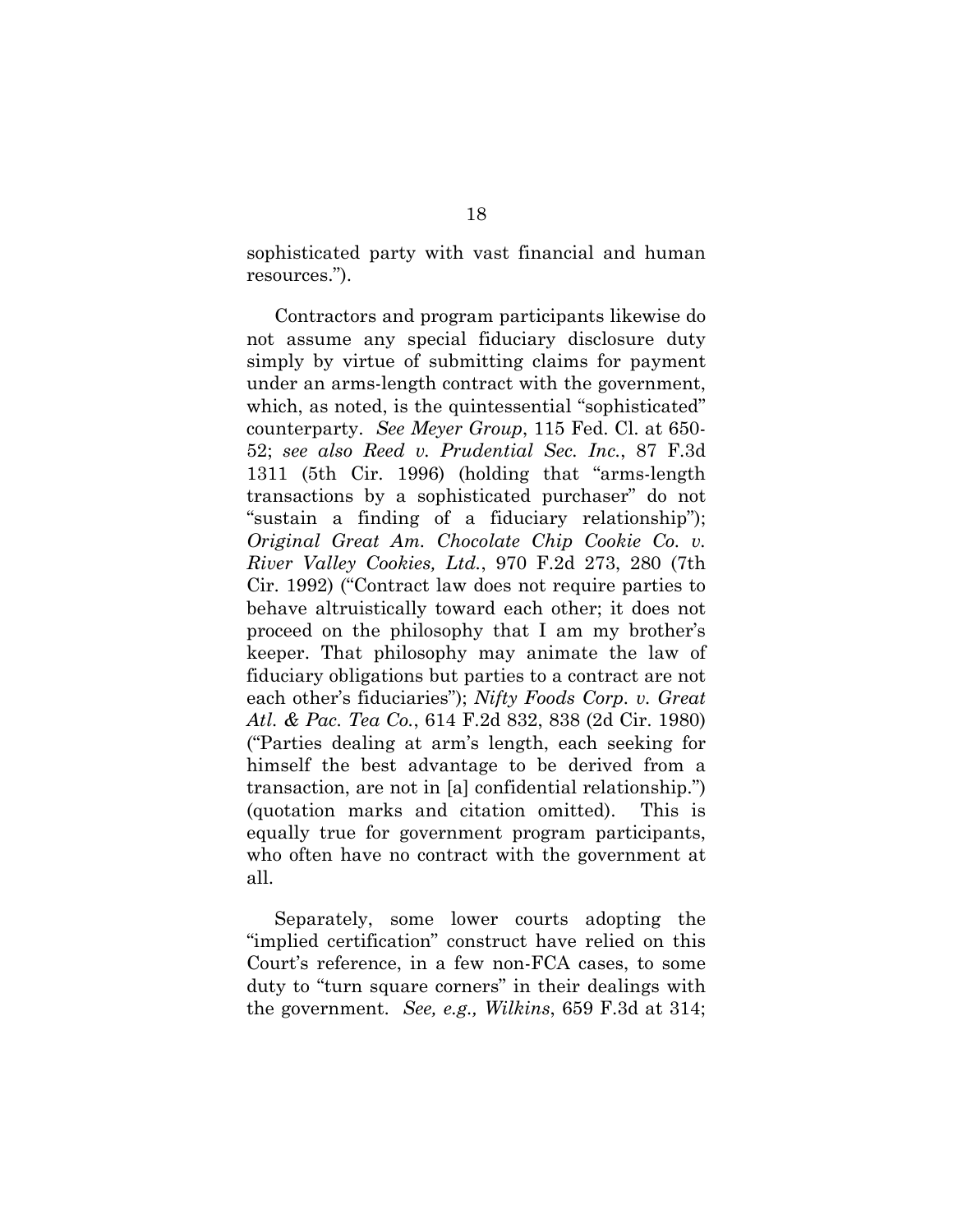sophisticated party with vast financial and human resources.").

Contractors and program participants likewise do not assume any special fiduciary disclosure duty simply by virtue of submitting claims for payment under an arms-length contract with the government, which, as noted, is the quintessential "sophisticated" counterparty. *See Meyer Group*, 115 Fed. Cl. at 650-52; *see also Reed v. Prudential Sec. Inc.*, 87 F.3d 1311 (5th Cir. 1996) (holding that "arms-length transactions by a sophisticated purchaser" do not "sustain a finding of a fiduciary relationship"); *Original Great Am. Chocolate Chip Cookie Co. v. River Valley Cookies, Ltd.*, 970 F.2d 273, 280 (7th Cir. 1992) ("Contract law does not require parties to behave altruistically toward each other; it does not proceed on the philosophy that I am my brother's keeper. That philosophy may animate the law of fiduciary obligations but parties to a contract are not each other's fiduciaries"); *Nifty Foods Corp. v. Great Atl. & Pac. Tea Co.*, 614 F.2d 832, 838 (2d Cir. 1980) ("Parties dealing at arm's length, each seeking for himself the best advantage to be derived from a transaction, are not in [a] confidential relationship.") (quotation marks and citation omitted). This is equally true for government program participants, who often have no contract with the government at all.

Separately, some lower courts adopting the "implied certification" construct have relied on this Court's reference, in a few non-FCA cases, to some duty to "turn square corners" in their dealings with the government. *See, e.g., Wilkins*, 659 F.3d at 314;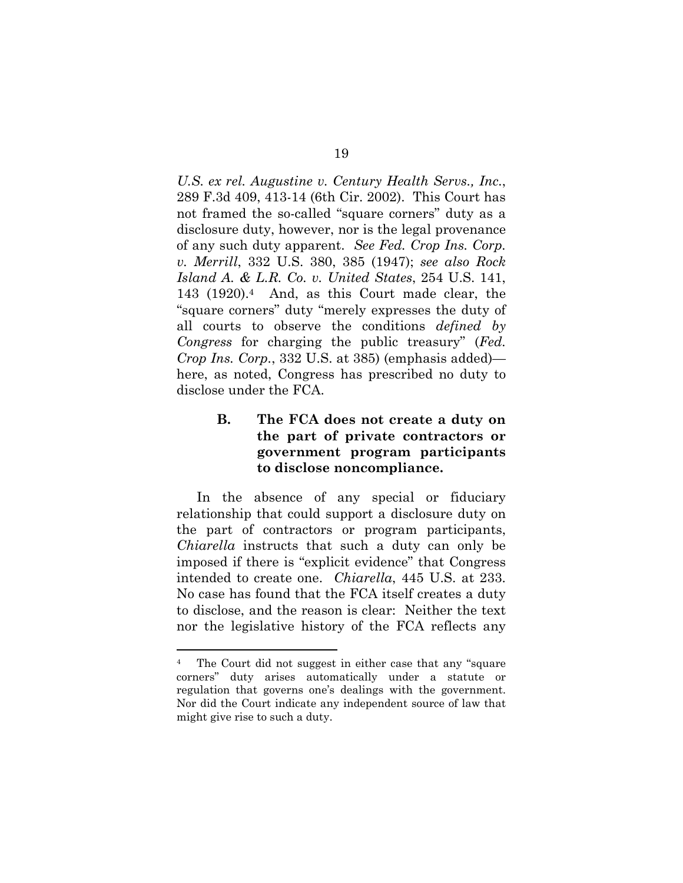*U.S. ex rel. Augustine v. Century Health Servs., Inc.*, 289 F.3d 409, 413-14 (6th Cir. 2002). This Court has not framed the so-called "square corners" duty as a disclosure duty, however, nor is the legal provenance of any such duty apparent. *See Fed. Crop Ins. Corp. v. Merrill*, 332 U.S. 380, 385 (1947); *see also Rock Island A. & L.R. Co. v. United States*, 254 U.S. 141, 143 (1920).[4] And, as this Court made clear, the "square corners" duty "merely expresses the duty of all courts to observe the conditions *defined by Congress* for charging the public treasury" (*Fed. Crop Ins. Corp.*, 332 U.S. at 385) (emphasis added)—here, as noted, Congress has prescribed no duty to disclose under the FCA.

### B. The FCA does not create a duty on the part of private contractors or government program participants to disclose noncompliance.

In the absence of any special or fiduciary relationship that could support a disclosure duty on the part of contractors or program participants, *Chiarella* instructs that such a duty can only be imposed if there is "explicit evidence" that Congress intended to create one. *Chiarella*, 445 U.S. at 233. No case has found that the FCA itself creates a duty to disclose, and the reason is clear: Neither the text nor the legislative history of the FCA reflects any

---

[4] The Court did not suggest in either case that any "square corners" duty arises automatically under a statute or regulation that governs one's dealings with the government. Nor did the Court indicate any independent source of law that might give rise to such a duty.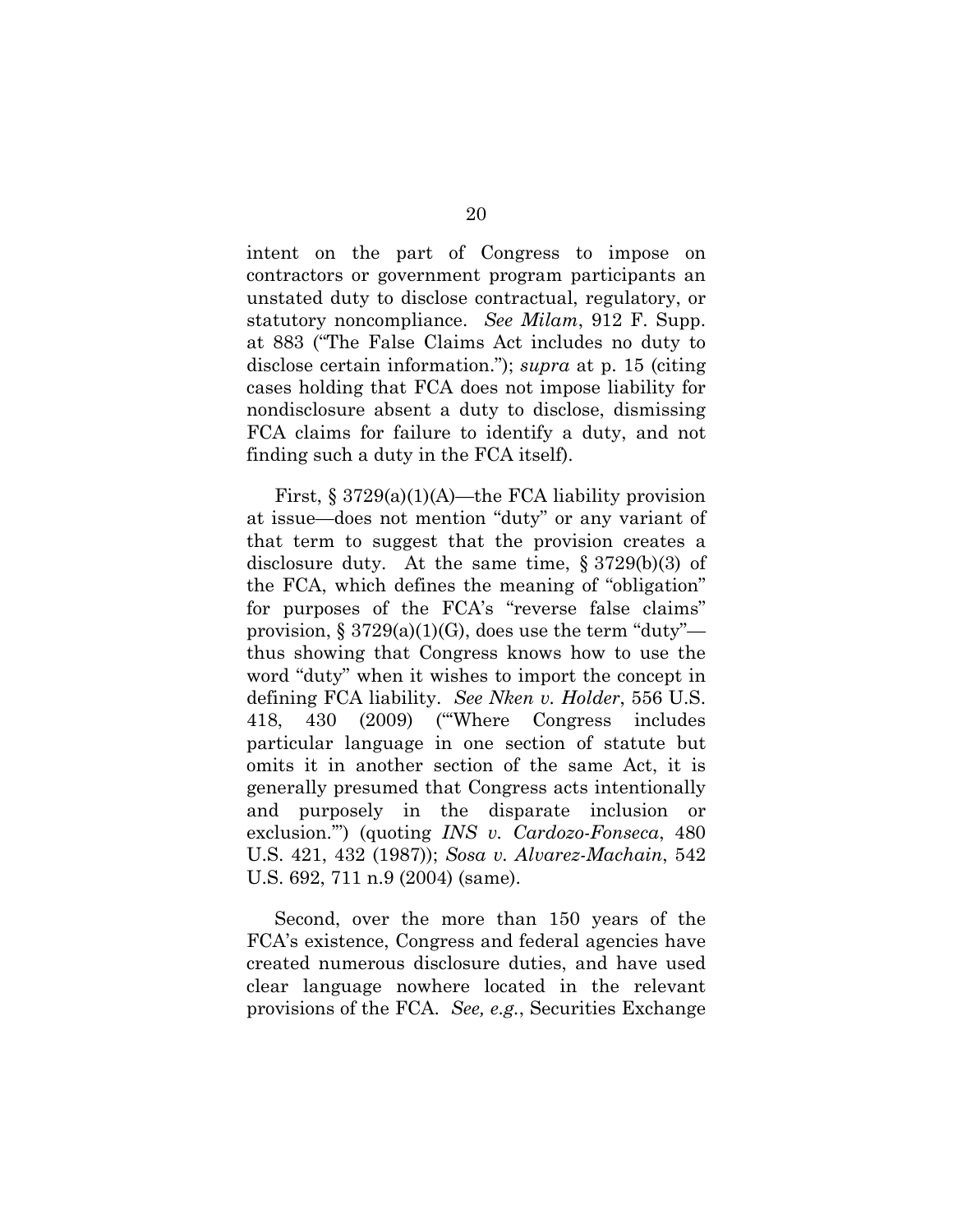intent on the part of Congress to impose on contractors or government program participants an unstated duty to disclose contractual, regulatory, or statutory noncompliance. *See Milam*, 912 F. Supp. at 883 ("The False Claims Act includes no duty to disclose certain information."); *supra* at p. 15 (citing cases holding that FCA does not impose liability for nondisclosure absent a duty to disclose, dismissing FCA claims for failure to identify a duty, and not finding such a duty in the FCA itself).

First, § 3729(a)(1)(A)—the FCA liability provision at issue—does not mention "duty" or any variant of that term to suggest that the provision creates a disclosure duty. At the same time, § 3729(b)(3) of the FCA, which defines the meaning of "obligation" for purposes of the FCA's "reverse false claims" provision, § 3729(a)(1)(G), does use the term "duty"—thus showing that Congress knows how to use the word "duty" when it wishes to import the concept in defining FCA liability. *See Nken v. Holder*, 556 U.S. 418, 430 (2009) ("'Where Congress includes particular language in one section of statute but omits it in another section of the same Act, it is generally presumed that Congress acts intentionally and purposely in the disparate inclusion or exclusion.'") (quoting *INS v. Cardozo-Fonseca*, 480 U.S. 421, 432 (1987)); *Sosa v. Alvarez-Machain*, 542 U.S. 692, 711 n.9 (2004) (same).

Second, over the more than 150 years of the FCA's existence, Congress and federal agencies have created numerous disclosure duties, and have used clear language nowhere located in the relevant provisions of the FCA. *See, e.g.*, Securities Exchange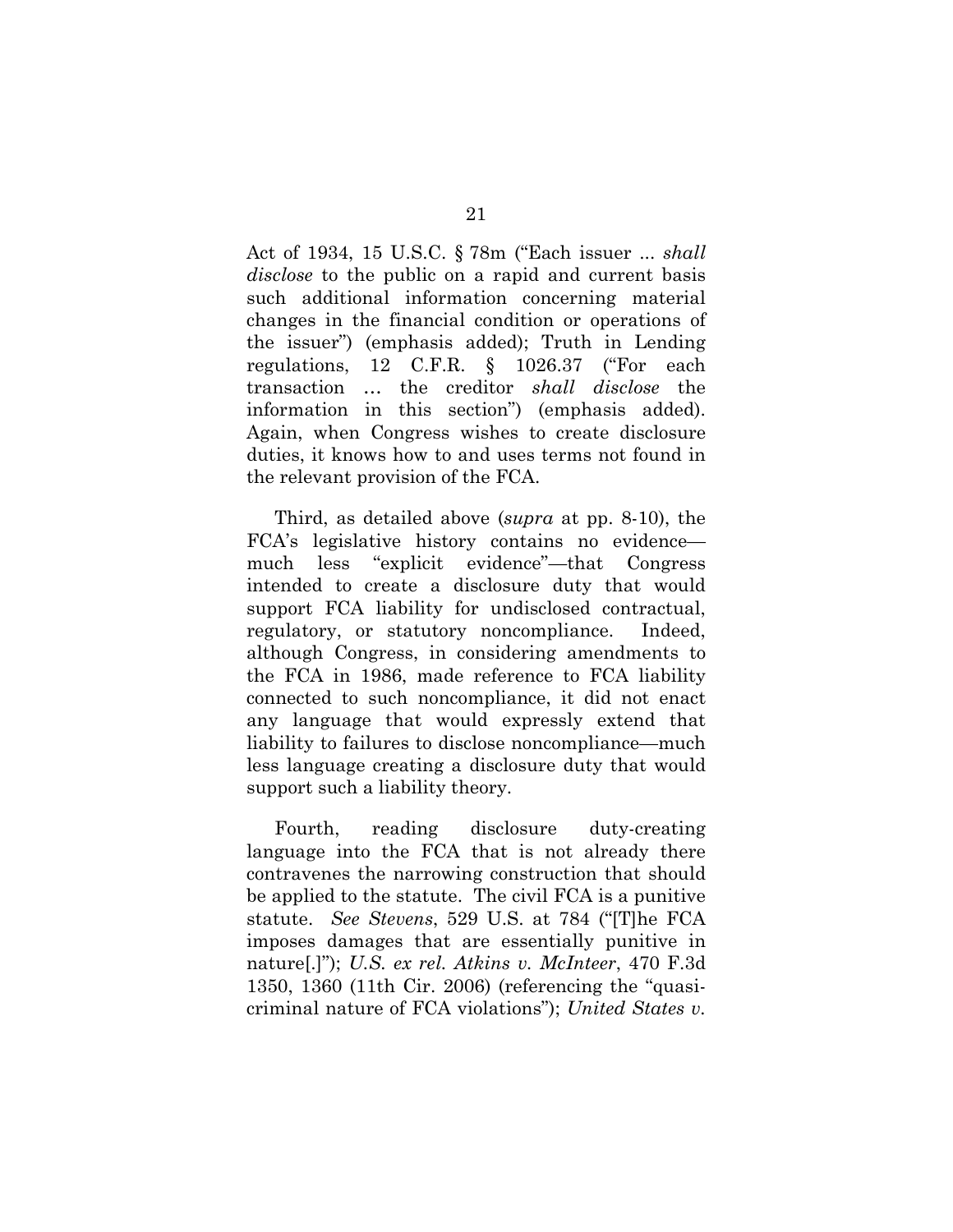Act of 1934, 15 U.S.C. § 78m ("Each issuer ... *shall disclose* to the public on a rapid and current basis such additional information concerning material changes in the financial condition or operations of the issuer") (emphasis added); Truth in Lending regulations, 12 C.F.R. § 1026.37 ("For each transaction … the creditor *shall disclose* the information in this section") (emphasis added). Again, when Congress wishes to create disclosure duties, it knows how to and uses terms not found in the relevant provision of the FCA.

Third, as detailed above (*supra* at pp. 8-10), the FCA's legislative history contains no evidence—much less "explicit evidence"—that Congress intended to create a disclosure duty that would support FCA liability for undisclosed contractual, regulatory, or statutory noncompliance. Indeed, although Congress, in considering amendments to the FCA in 1986, made reference to FCA liability connected to such noncompliance, it did not enact any language that would expressly extend that liability to failures to disclose noncompliance—much less language creating a disclosure duty that would support such a liability theory.

Fourth, reading disclosure duty-creating language into the FCA that is not already there contravenes the narrowing construction that should be applied to the statute. The civil FCA is a punitive statute. *See Stevens*, 529 U.S. at 784 ("[T]he FCA imposes damages that are essentially punitive in nature[.]"); *U.S. ex rel. Atkins v. McInteer*, 470 F.3d 1350, 1360 (11th Cir. 2006) (referencing the "quasi-criminal nature of FCA violations"); *United States v.*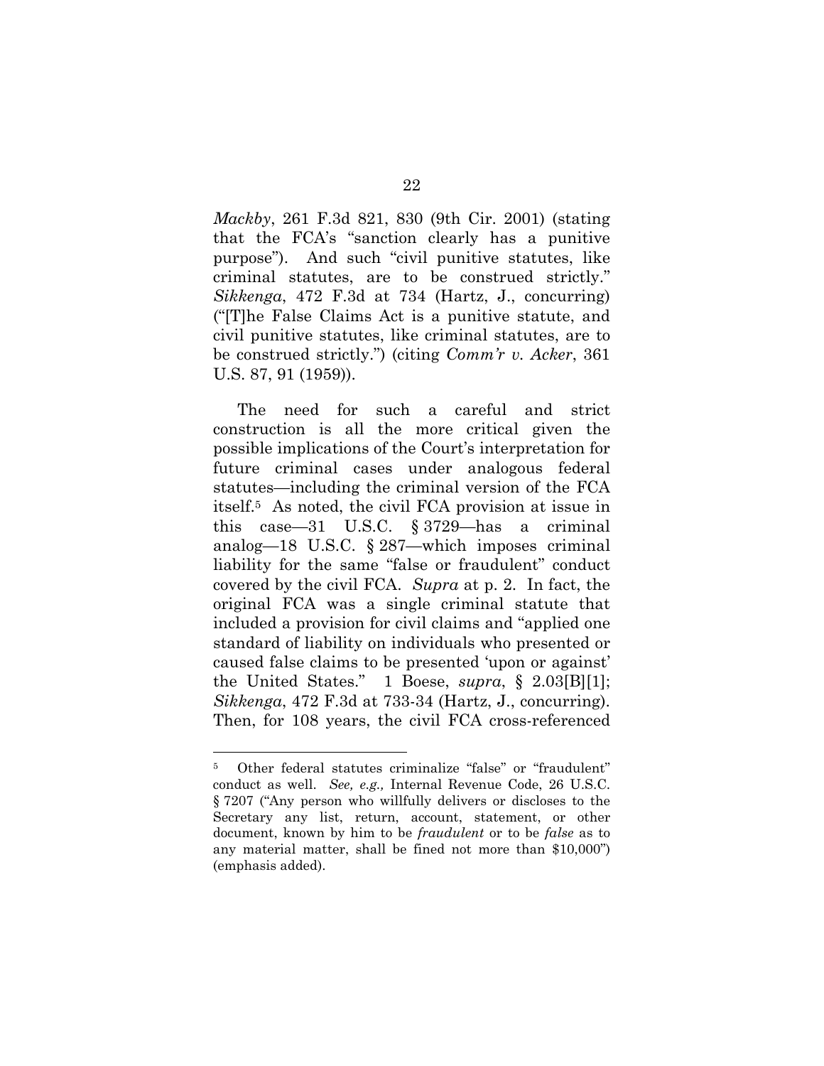*Mackby*, 261 F.3d 821, 830 (9th Cir. 2001) (stating that the FCA's "sanction clearly has a punitive purpose"). And such "civil punitive statutes, like criminal statutes, are to be construed strictly." *Sikkenga*, 472 F.3d at 734 (Hartz, J., concurring) ("[T]he False Claims Act is a punitive statute, and civil punitive statutes, like criminal statutes, are to be construed strictly.") (citing *Comm'r v. Acker*, 361 U.S. 87, 91 (1959)).

The need for such a careful and strict construction is all the more critical given the possible implications of the Court's interpretation for future criminal cases under analogous federal statutes—including the criminal version of the FCA itself.[5] As noted, the civil FCA provision at issue in this case—31 U.S.C. § 3729—has a criminal analog—18 U.S.C. § 287—which imposes criminal liability for the same "false or fraudulent" conduct covered by the civil FCA. *Supra* at p. 2. In fact, the original FCA was a single criminal statute that included a provision for civil claims and "applied one standard of liability on individuals who presented or caused false claims to be presented 'upon or against' the United States." 1 Boese, *supra*, § 2.03[B][1]; *Sikkenga*, 472 F.3d at 733-34 (Hartz, J., concurring). Then, for 108 years, the civil FCA cross-referenced

---

[5] Other federal statutes criminalize "false" or "fraudulent" conduct as well. *See, e.g.,* Internal Revenue Code, 26 U.S.C. § 7207 ("Any person who willfully delivers or discloses to the Secretary any list, return, account, statement, or other document, known by him to be *fraudulent* or to be *false* as to any material matter, shall be fined not more than $10,000") (emphasis added).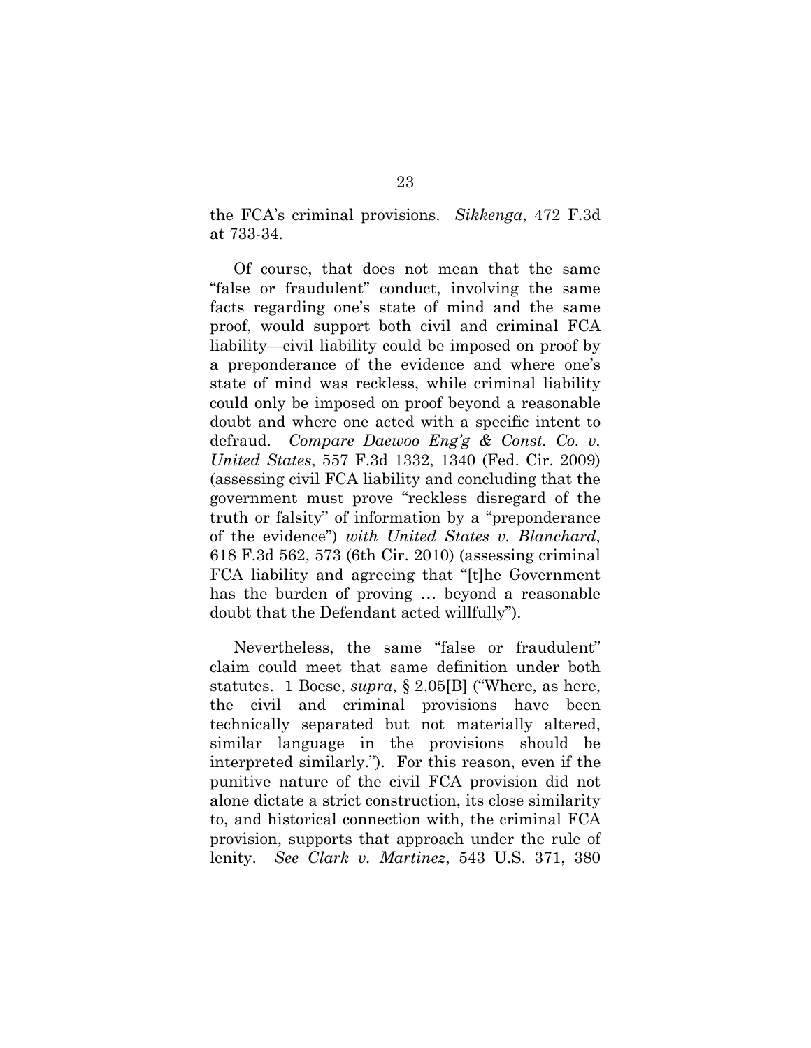the FCA's criminal provisions. *Sikkenga*, 472 F.3d at 733-34.

Of course, that does not mean that the same "false or fraudulent" conduct, involving the same facts regarding one's state of mind and the same proof, would support both civil and criminal FCA liability—civil liability could be imposed on proof by a preponderance of the evidence and where one's state of mind was reckless, while criminal liability could only be imposed on proof beyond a reasonable doubt and where one acted with a specific intent to defraud. *Compare Daewoo Eng'g & Const. Co. v. United States*, 557 F.3d 1332, 1340 (Fed. Cir. 2009) (assessing civil FCA liability and concluding that the government must prove "reckless disregard of the truth or falsity" of information by a "preponderance of the evidence") *with United States v. Blanchard*, 618 F.3d 562, 573 (6th Cir. 2010) (assessing criminal FCA liability and agreeing that "[t]he Government has the burden of proving … beyond a reasonable doubt that the Defendant acted willfully").

Nevertheless, the same "false or fraudulent" claim could meet that same definition under both statutes. 1 Boese, *supra*, § 2.05[B] ("Where, as here, the civil and criminal provisions have been technically separated but not materially altered, similar language in the provisions should be interpreted similarly."). For this reason, even if the punitive nature of the civil FCA provision did not alone dictate a strict construction, its close similarity to, and historical connection with, the criminal FCA provision, supports that approach under the rule of lenity. *See Clark v. Martinez*, 543 U.S. 371, 380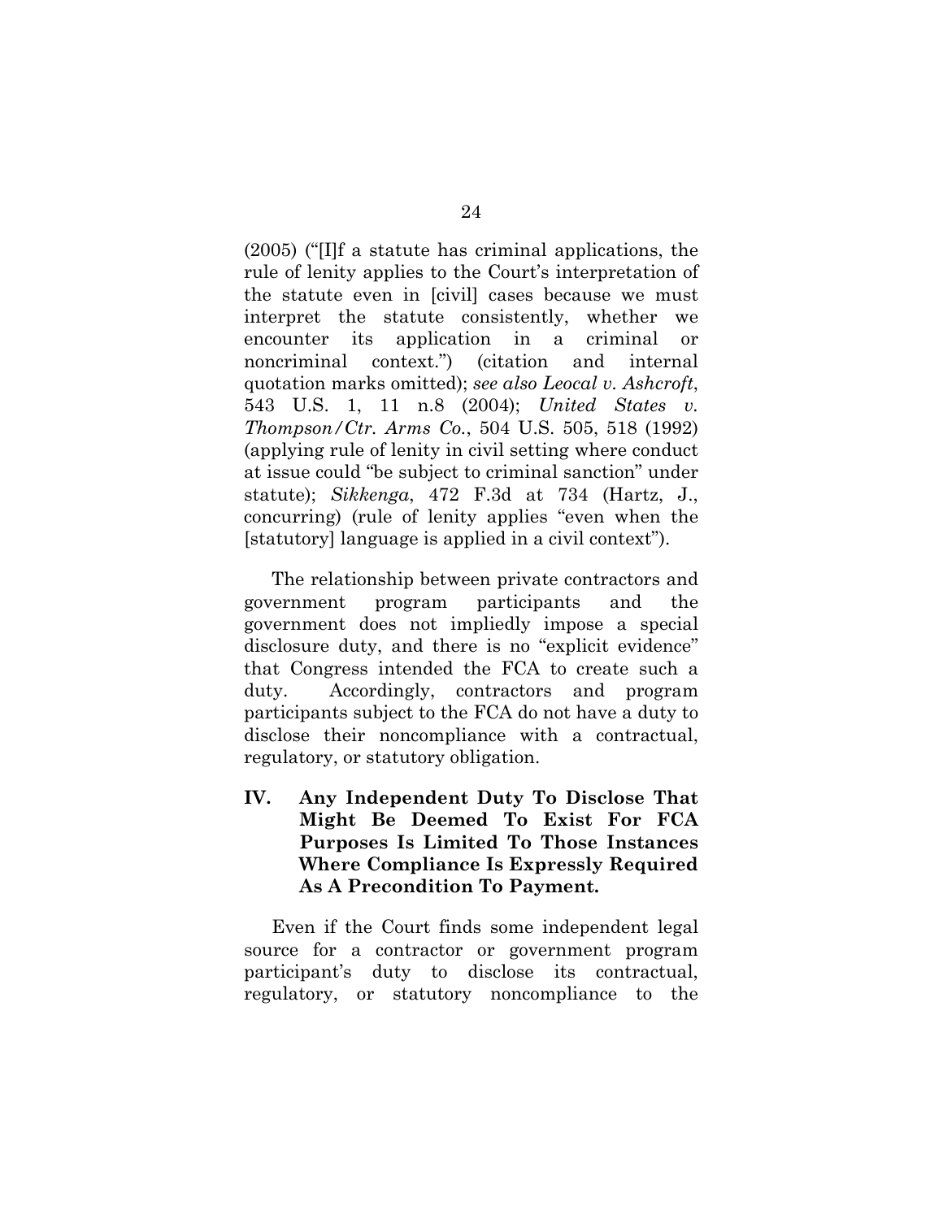(2005) ("[I]f a statute has criminal applications, the rule of lenity applies to the Court's interpretation of the statute even in [civil] cases because we must interpret the statute consistently, whether we encounter its application in a criminal or noncriminal context.") (citation and internal quotation marks omitted); *see also Leocal v. Ashcroft*, 543 U.S. 1, 11 n.8 (2004); *United States v. Thompson/Ctr. Arms Co.*, 504 U.S. 505, 518 (1992) (applying rule of lenity in civil setting where conduct at issue could "be subject to criminal sanction" under statute); *Sikkenga*, 472 F.3d at 734 (Hartz, J., concurring) (rule of lenity applies "even when the [statutory] language is applied in a civil context").

The relationship between private contractors and government program participants and the government does not impliedly impose a special disclosure duty, and there is no "explicit evidence" that Congress intended the FCA to create such a duty. Accordingly, contractors and program participants subject to the FCA do not have a duty to disclose their noncompliance with a contractual, regulatory, or statutory obligation.

## IV. Any Independent Duty To Disclose That Might Be Deemed To Exist For FCA Purposes Is Limited To Those Instances Where Compliance Is Expressly Required As A Precondition To Payment.

Even if the Court finds some independent legal source for a contractor or government program participant's duty to disclose its contractual, regulatory, or statutory noncompliance to the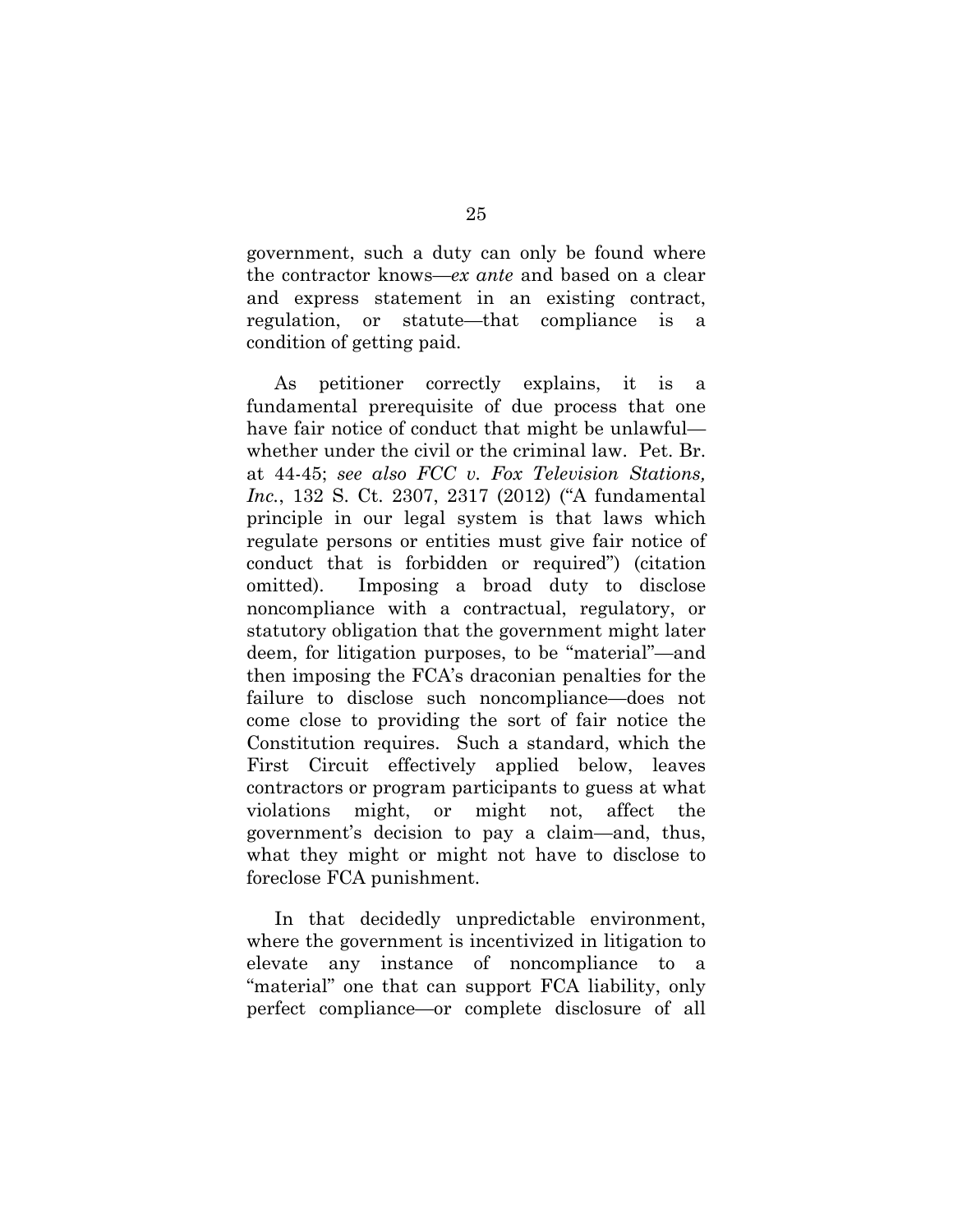government, such a duty can only be found where the contractor knows—*ex ante* and based on a clear and express statement in an existing contract, regulation, or statute—that compliance is a condition of getting paid.

As petitioner correctly explains, it is a fundamental prerequisite of due process that one have fair notice of conduct that might be unlawful—whether under the civil or the criminal law. Pet. Br. at 44-45; *see also FCC v. Fox Television Stations, Inc.*, 132 S. Ct. 2307, 2317 (2012) ("A fundamental principle in our legal system is that laws which regulate persons or entities must give fair notice of conduct that is forbidden or required") (citation omitted). Imposing a broad duty to disclose noncompliance with a contractual, regulatory, or statutory obligation that the government might later deem, for litigation purposes, to be "material"—and then imposing the FCA's draconian penalties for the failure to disclose such noncompliance—does not come close to providing the sort of fair notice the Constitution requires. Such a standard, which the First Circuit effectively applied below, leaves contractors or program participants to guess at what violations might, or might not, affect the government's decision to pay a claim—and, thus, what they might or might not have to disclose to foreclose FCA punishment.

In that decidedly unpredictable environment, where the government is incentivized in litigation to elevate any instance of noncompliance to a "material" one that can support FCA liability, only perfect compliance—or complete disclosure of all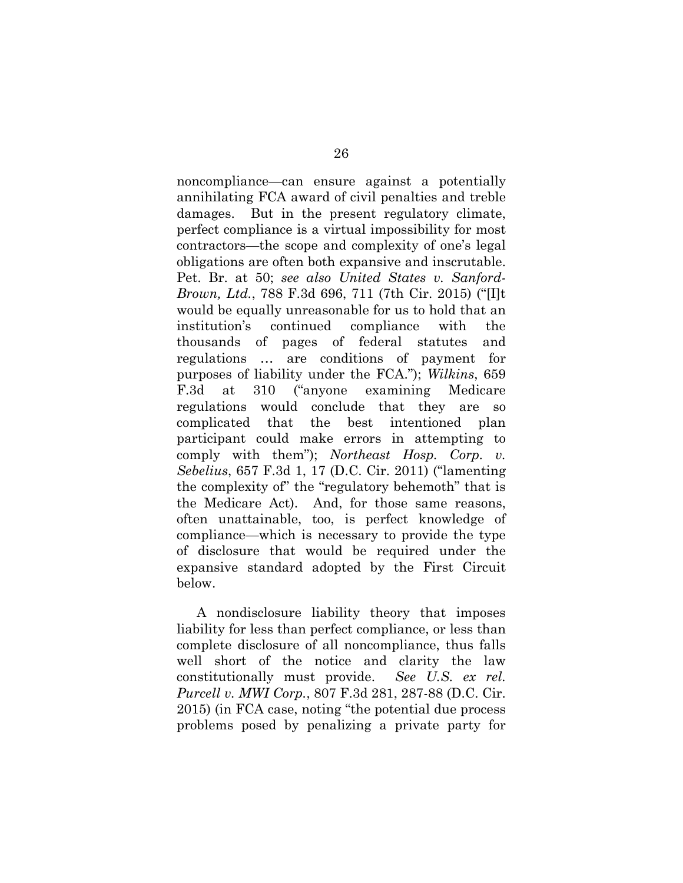noncompliance—can ensure against a potentially annihilating FCA award of civil penalties and treble damages. But in the present regulatory climate, perfect compliance is a virtual impossibility for most contractors—the scope and complexity of one's legal obligations are often both expansive and inscrutable. Pet. Br. at 50; *see also United States v. Sanford-Brown, Ltd.*, 788 F.3d 696, 711 (7th Cir. 2015) ("[I]t would be equally unreasonable for us to hold that an institution's continued compliance with the thousands of pages of federal statutes and regulations … are conditions of payment for purposes of liability under the FCA."); *Wilkins*, 659 F.3d at 310 ("anyone examining Medicare regulations would conclude that they are so complicated that the best intentioned plan participant could make errors in attempting to comply with them"); *Northeast Hosp. Corp. v. Sebelius*, 657 F.3d 1, 17 (D.C. Cir. 2011) ("lamenting the complexity of" the "regulatory behemoth" that is the Medicare Act). And, for those same reasons, often unattainable, too, is perfect knowledge of compliance—which is necessary to provide the type of disclosure that would be required under the expansive standard adopted by the First Circuit below.

A nondisclosure liability theory that imposes liability for less than perfect compliance, or less than complete disclosure of all noncompliance, thus falls well short of the notice and clarity the law constitutionally must provide. *See U.S. ex rel. Purcell v. MWI Corp.*, 807 F.3d 281, 287-88 (D.C. Cir. 2015) (in FCA case, noting "the potential due process problems posed by penalizing a private party for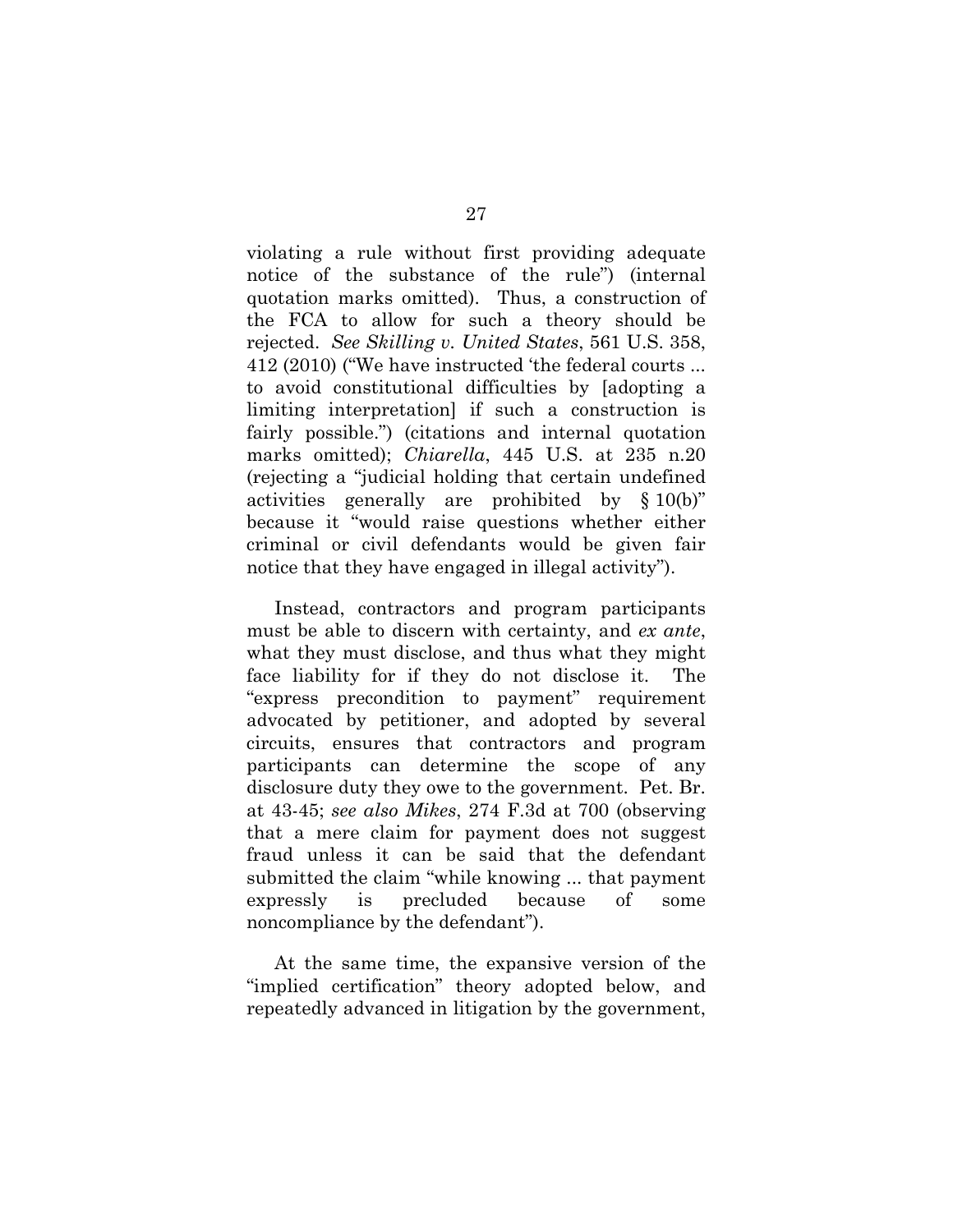violating a rule without first providing adequate notice of the substance of the rule") (internal quotation marks omitted). Thus, a construction of the FCA to allow for such a theory should be rejected. *See Skilling v. United States*, 561 U.S. 358, 412 (2010) ("We have instructed 'the federal courts ... to avoid constitutional difficulties by [adopting a limiting interpretation] if such a construction is fairly possible.") (citations and internal quotation marks omitted); *Chiarella*, 445 U.S. at 235 n.20 (rejecting a "judicial holding that certain undefined activities generally are prohibited by § 10(b)" because it "would raise questions whether either criminal or civil defendants would be given fair notice that they have engaged in illegal activity").

Instead, contractors and program participants must be able to discern with certainty, and *ex ante*, what they must disclose, and thus what they might face liability for if they do not disclose it. The "express precondition to payment" requirement advocated by petitioner, and adopted by several circuits, ensures that contractors and program participants can determine the scope of any disclosure duty they owe to the government. Pet. Br. at 43-45; *see also Mikes*, 274 F.3d at 700 (observing that a mere claim for payment does not suggest fraud unless it can be said that the defendant submitted the claim "while knowing ... that payment expressly is precluded because of some noncompliance by the defendant").

At the same time, the expansive version of the "implied certification" theory adopted below, and repeatedly advanced in litigation by the government,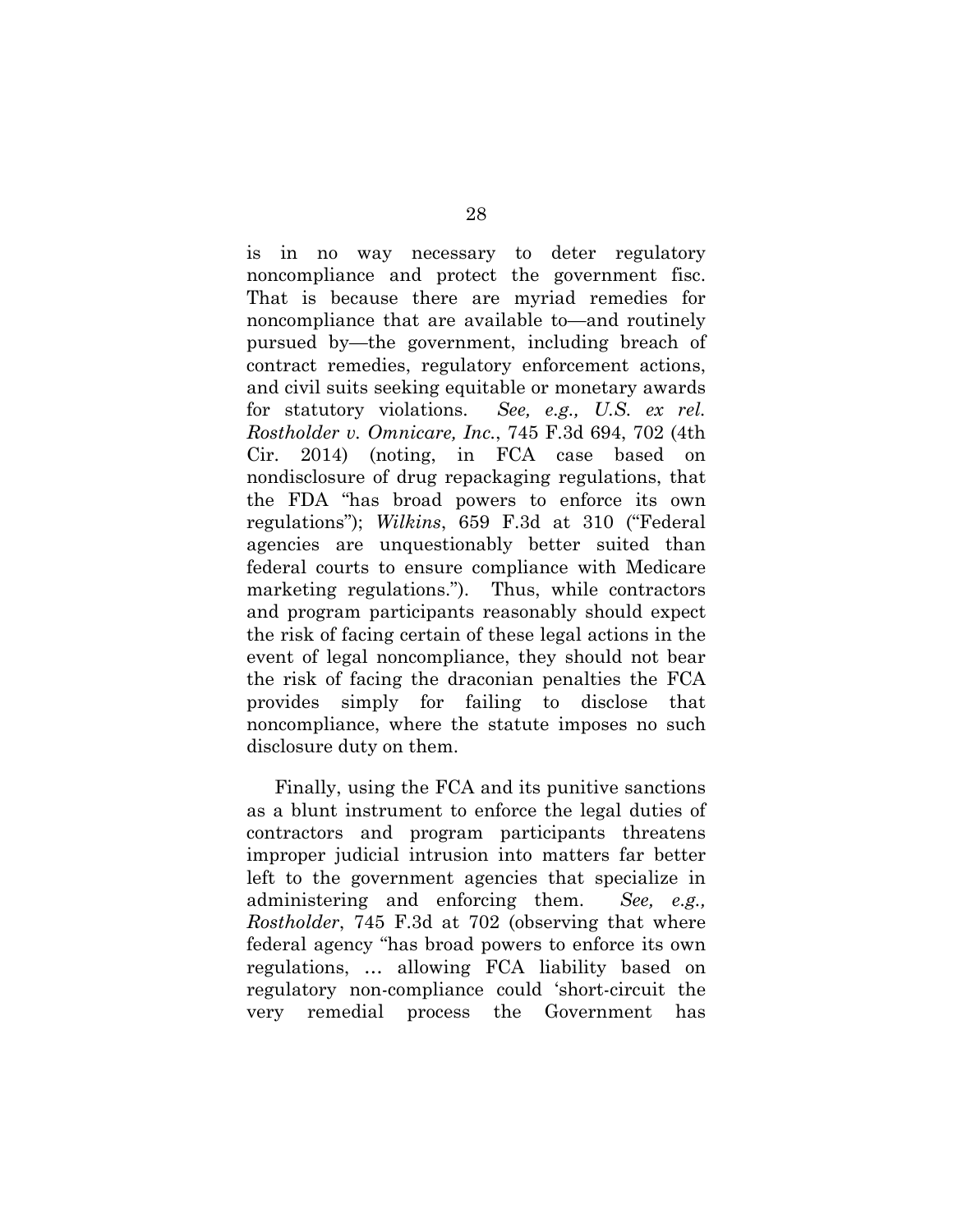is in no way necessary to deter regulatory noncompliance and protect the government fisc. That is because there are myriad remedies for noncompliance that are available to—and routinely pursued by—the government, including breach of contract remedies, regulatory enforcement actions, and civil suits seeking equitable or monetary awards for statutory violations. *See, e.g., U.S. ex rel. Rostholder v. Omnicare, Inc.*, 745 F.3d 694, 702 (4th Cir. 2014) (noting, in FCA case based on nondisclosure of drug repackaging regulations, that the FDA "has broad powers to enforce its own regulations"); *Wilkins*, 659 F.3d at 310 ("Federal agencies are unquestionably better suited than federal courts to ensure compliance with Medicare marketing regulations."). Thus, while contractors and program participants reasonably should expect the risk of facing certain of these legal actions in the event of legal noncompliance, they should not bear the risk of facing the draconian penalties the FCA provides simply for failing to disclose that noncompliance, where the statute imposes no such disclosure duty on them.

Finally, using the FCA and its punitive sanctions as a blunt instrument to enforce the legal duties of contractors and program participants threatens improper judicial intrusion into matters far better left to the government agencies that specialize in administering and enforcing them. *See, e.g., Rostholder*, 745 F.3d at 702 (observing that where federal agency "has broad powers to enforce its own regulations, … allowing FCA liability based on regulatory non-compliance could 'short-circuit the very remedial process the Government has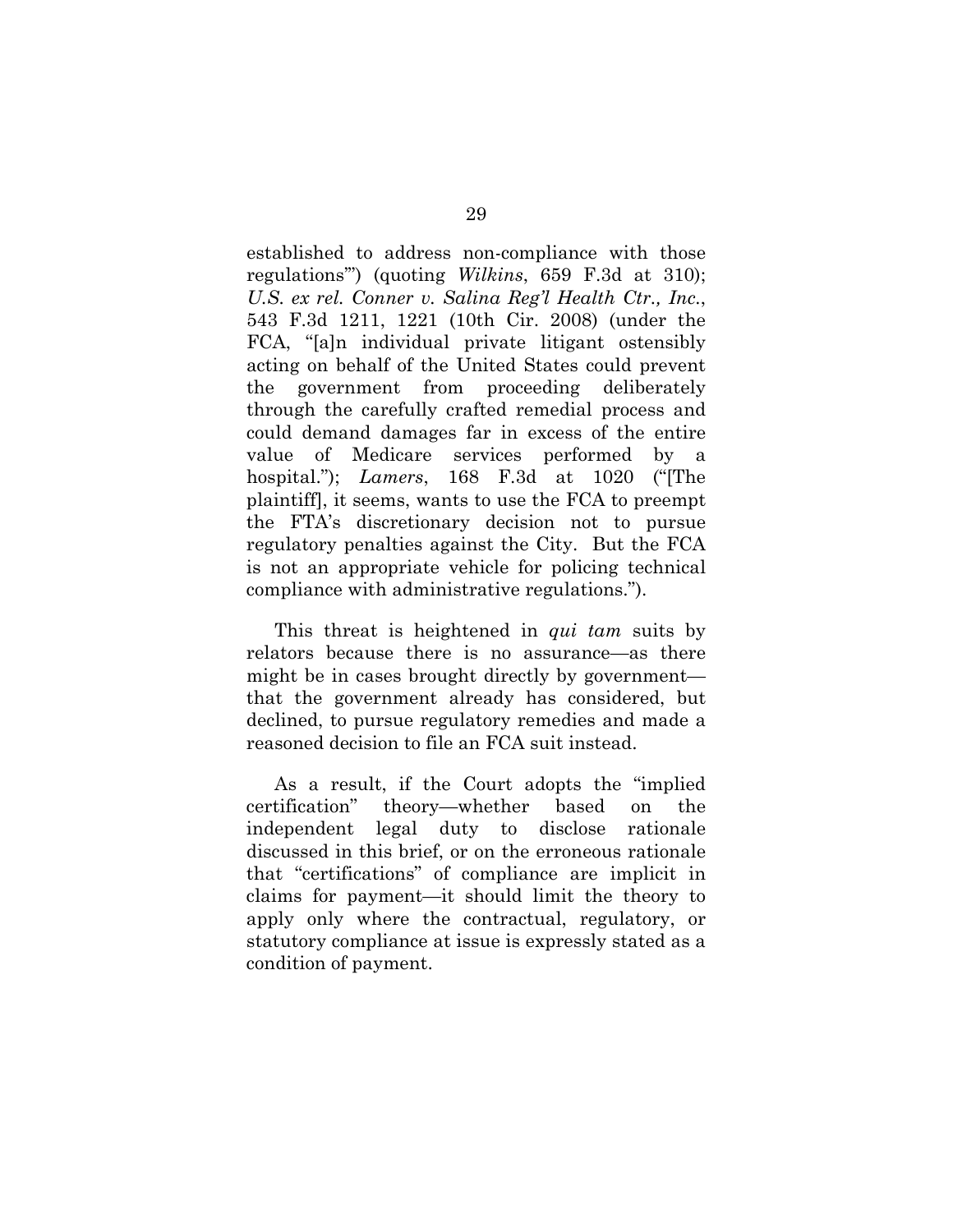established to address non-compliance with those regulations'") (quoting *Wilkins*, 659 F.3d at 310); *U.S. ex rel. Conner v. Salina Reg'l Health Ctr., Inc.*, 543 F.3d 1211, 1221 (10th Cir. 2008) (under the FCA, "[a]n individual private litigant ostensibly acting on behalf of the United States could prevent the government from proceeding deliberately through the carefully crafted remedial process and could demand damages far in excess of the entire value of Medicare services performed by a hospital."); *Lamers*, 168 F.3d at 1020 ("[The plaintiff], it seems, wants to use the FCA to preempt the FTA's discretionary decision not to pursue regulatory penalties against the City. But the FCA is not an appropriate vehicle for policing technical compliance with administrative regulations.").

This threat is heightened in *qui tam* suits by relators because there is no assurance—as there might be in cases brought directly by government—that the government already has considered, but declined, to pursue regulatory remedies and made a reasoned decision to file an FCA suit instead.

As a result, if the Court adopts the "implied certification" theory—whether based on the independent legal duty to disclose rationale discussed in this brief, or on the erroneous rationale that "certifications" of compliance are implicit in claims for payment—it should limit the theory to apply only where the contractual, regulatory, or statutory compliance at issue is expressly stated as a condition of payment.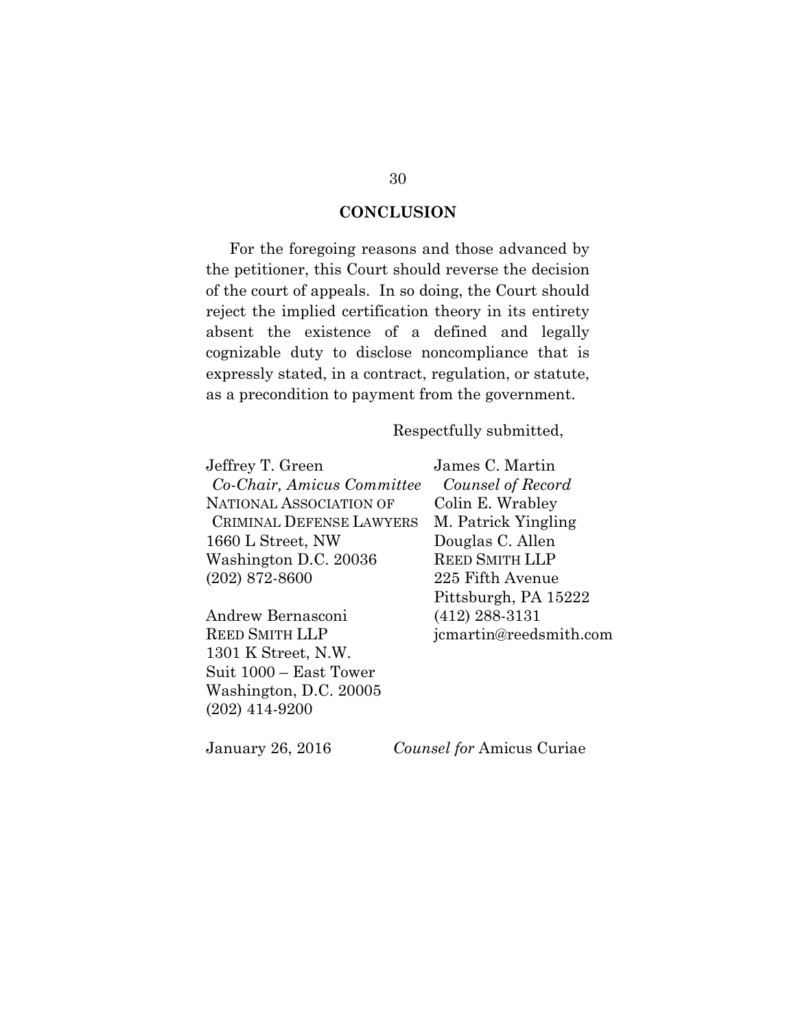## CONCLUSION

For the foregoing reasons and those advanced by the petitioner, this Court should reverse the decision of the court of appeals. In so doing, the Court should reject the implied certification theory in its entirety absent the existence of a defined and legally cognizable duty to disclose noncompliance that is expressly stated, in a contract, regulation, or statute, as a precondition to payment from the government.

Respectfully submitted,

Jeffrey T. Green
*Co-Chair, Amicus Committee*
NATIONAL ASSOCIATION OF CRIMINAL DEFENSE LAWYERS
1660 L Street, NW
Washington D.C. 20036
(202) 872-8600

Andrew Bernasconi
REED SMITH LLP
1301 K Street, N.W.
Suit 1000 – East Tower
Washington, D.C. 20005
(202) 414-9200

James C. Martin
*Counsel of Record*
Colin E. Wrabley
M. Patrick Yingling
Douglas C. Allen
REED SMITH LLP
225 Fifth Avenue
Pittsburgh, PA 15222
(412) 288-3131
jcmartin@reedsmith.com

January 26, 2016

*Counsel for* Amicus Curiae